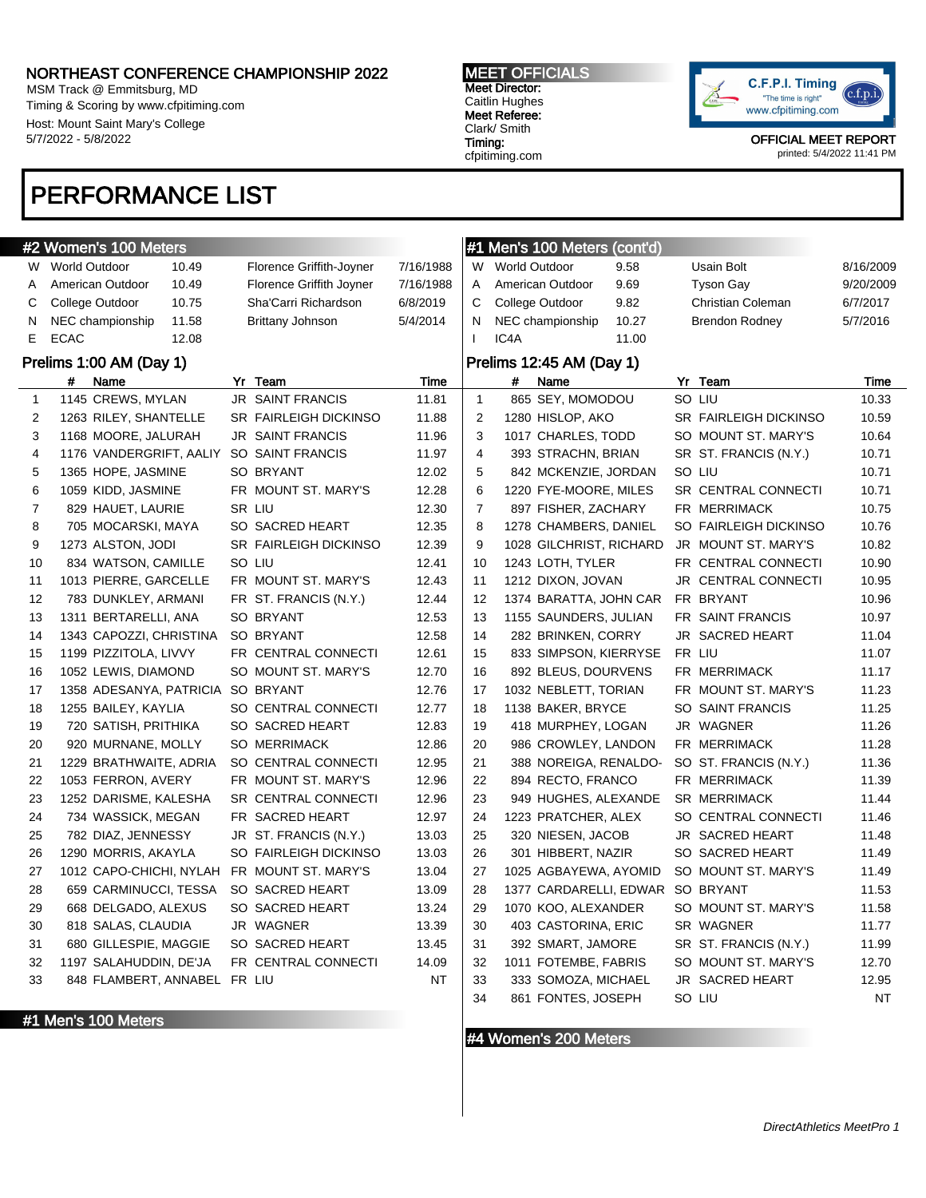# NORTHEAST CONFERENCE CHAMPIONSHIP 2022

MSM Track @ Emmitsburg, MD
Timing & Scoring by www.cfpitiming.com
Host: Mount Saint Mary's College
5/7/2022 - 5/8/2022

**MEET OFFICIALS**
**Meet Director:** Caitlin Hughes
**Meet Referee:** Clark/ Smith
**Timing:** cfpitiming.com

C.F.P.I. Timing "The time is right" www.cfpitiming.com

OFFICIAL MEET REPORT
printed: 5/4/2022 11:41 PM

# PERFORMANCE LIST

## #2 Women's 100 Meters

| | Record | Mark | Holder | Date |
|---|---|---|---|---|
| W | World Outdoor | 10.49 | Florence Griffith-Joyner | 7/16/1988 |
| A | American Outdoor | 10.49 | Florence Griffith Joyner | 7/16/1988 |
| C | College Outdoor | 10.75 | Sha'Carri Richardson | 6/8/2019 |
| N | NEC championship | 11.58 | Brittany Johnson | 5/4/2014 |
| E | ECAC | 12.08 | | |

### Prelims 1:00 AM (Day 1)

| | # | Name | Yr | Team | Time |
|---|---|---|---|---|---|
| 1 | 1145 | CREWS, MYLAN | JR | SAINT FRANCIS | 11.81 |
| 2 | 1263 | RILEY, SHANTELLE | SR | FAIRLEIGH DICKINSO | 11.88 |
| 3 | 1168 | MOORE, JALURAH | JR | SAINT FRANCIS | 11.96 |
| 4 | 1176 | VANDERGRIFT, AALIY | SO | SAINT FRANCIS | 11.97 |
| 5 | 1365 | HOPE, JASMINE | SO | BRYANT | 12.02 |
| 6 | 1059 | KIDD, JASMINE | FR | MOUNT ST. MARY'S | 12.28 |
| 7 | 829 | HAUET, LAURIE | SR | LIU | 12.30 |
| 8 | 705 | MOCARSKI, MAYA | SO | SACRED HEART | 12.35 |
| 9 | 1273 | ALSTON, JODI | SR | FAIRLEIGH DICKINSO | 12.39 |
| 10 | 834 | WATSON, CAMILLE | SO | LIU | 12.41 |
| 11 | 1013 | PIERRE, GARCELLE | FR | MOUNT ST. MARY'S | 12.43 |
| 12 | 783 | DUNKLEY, ARMANI | FR | ST. FRANCIS (N.Y.) | 12.44 |
| 13 | 1311 | BERTARELLI, ANA | SO | BRYANT | 12.53 |
| 14 | 1343 | CAPOZZI, CHRISTINA | SO | BRYANT | 12.58 |
| 15 | 1199 | PIZZITOLA, LIVVY | FR | CENTRAL CONNECTI | 12.61 |
| 16 | 1052 | LEWIS, DIAMOND | SO | MOUNT ST. MARY'S | 12.70 |
| 17 | 1358 | ADESANYA, PATRICIA | SO | BRYANT | 12.76 |
| 18 | 1255 | BAILEY, KAYLIA | SO | CENTRAL CONNECTI | 12.77 |
| 19 | 720 | SATISH, PRITHIKA | SO | SACRED HEART | 12.83 |
| 20 | 920 | MURNANE, MOLLY | SO | MERRIMACK | 12.86 |
| 21 | 1229 | BRATHWAITE, ADRIA | SO | CENTRAL CONNECTI | 12.95 |
| 22 | 1053 | FERRON, AVERY | FR | MOUNT ST. MARY'S | 12.96 |
| 23 | 1252 | DARISME, KALESHA | SR | CENTRAL CONNECTI | 12.96 |
| 24 | 734 | WASSICK, MEGAN | FR | SACRED HEART | 12.97 |
| 25 | 782 | DIAZ, JENNESSY | JR | ST. FRANCIS (N.Y.) | 13.03 |
| 26 | 1290 | MORRIS, AKAYLA | SO | FAIRLEIGH DICKINSO | 13.03 |
| 27 | 1012 | CAPO-CHICHI, NYLAH | FR | MOUNT ST. MARY'S | 13.04 |
| 28 | 659 | CARMINUCCI, TESSA | SO | SACRED HEART | 13.09 |
| 29 | 668 | DELGADO, ALEXUS | SO | SACRED HEART | 13.24 |
| 30 | 818 | SALAS, CLAUDIA | JR | WAGNER | 13.39 |
| 31 | 680 | GILLESPIE, MAGGIE | SO | SACRED HEART | 13.45 |
| 32 | 1197 | SALAHUDDIN, DE'JA | FR | CENTRAL CONNECTI | 14.09 |
| 33 | 848 | FLAMBERT, ANNABEL | FR | LIU | NT |

## #1 Men's 100 Meters

| | Record | Mark | Holder | Date |
|---|---|---|---|---|
| W | World Outdoor | 9.58 | Usain Bolt | 8/16/2009 |
| A | American Outdoor | 9.69 | Tyson Gay | 9/20/2009 |
| C | College Outdoor | 9.82 | Christian Coleman | 6/7/2017 |
| N | NEC championship | 10.27 | Brendon Rodney | 5/7/2016 |
| I | IC4A | 11.00 | | |

### Prelims 12:45 AM (Day 1)

| | # | Name | Yr | Team | Time |
|---|---|---|---|---|---|
| 1 | 865 | SEY, MOMODOU | SO | LIU | 10.33 |
| 2 | 1280 | HISLOP, AKO | SR | FAIRLEIGH DICKINSO | 10.59 |
| 3 | 1017 | CHARLES, TODD | SO | MOUNT ST. MARY'S | 10.64 |
| 4 | 393 | STRACHN, BRIAN | SR | ST. FRANCIS (N.Y.) | 10.71 |
| 5 | 842 | MCKENZIE, JORDAN | SO | LIU | 10.71 |
| 6 | 1220 | FYE-MOORE, MILES | SR | CENTRAL CONNECTI | 10.71 |
| 7 | 897 | FISHER, ZACHARY | FR | MERRIMACK | 10.75 |
| 8 | 1278 | CHAMBERS, DANIEL | SO | FAIRLEIGH DICKINSO | 10.76 |
| 9 | 1028 | GILCHRIST, RICHARD | JR | MOUNT ST. MARY'S | 10.82 |
| 10 | 1243 | LOTH, TYLER | FR | CENTRAL CONNECTI | 10.90 |
| 11 | 1212 | DIXON, JOVAN | JR | CENTRAL CONNECTI | 10.95 |
| 12 | 1374 | BARATTA, JOHN CAR | FR | BRYANT | 10.96 |
| 13 | 1155 | SAUNDERS, JULIAN | FR | SAINT FRANCIS | 10.97 |
| 14 | 282 | BRINKEN, CORRY | JR | SACRED HEART | 11.04 |
| 15 | 833 | SIMPSON, KIERRYSE | FR | LIU | 11.07 |
| 16 | 892 | BLEUS, DOURVENS | FR | MERRIMACK | 11.17 |
| 17 | 1032 | NEBLETT, TORIAN | FR | MOUNT ST. MARY'S | 11.23 |
| 18 | 1138 | BAKER, BRYCE | SO | SAINT FRANCIS | 11.25 |
| 19 | 418 | MURPHEY, LOGAN | JR | WAGNER | 11.26 |
| 20 | 986 | CROWLEY, LANDON | FR | MERRIMACK | 11.28 |
| 21 | 388 | NOREIGA, RENALDO- | SO | ST. FRANCIS (N.Y.) | 11.36 |
| 22 | 894 | RECTO, FRANCO | FR | MERRIMACK | 11.39 |
| 23 | 949 | HUGHES, ALEXANDE | SR | MERRIMACK | 11.44 |
| 24 | 1223 | PRATCHER, ALEX | SO | CENTRAL CONNECTI | 11.46 |
| 25 | 320 | NIESEN, JACOB | JR | SACRED HEART | 11.48 |
| 26 | 301 | HIBBERT, NAZIR | SO | SACRED HEART | 11.49 |
| 27 | 1025 | AGBAYEWA, AYOMID | SO | MOUNT ST. MARY'S | 11.49 |
| 28 | 1377 | CARDARELLI, EDWAR | SO | BRYANT | 11.53 |
| 29 | 1070 | KOO, ALEXANDER | SO | MOUNT ST. MARY'S | 11.58 |
| 30 | 403 | CASTORINA, ERIC | SR | WAGNER | 11.77 |
| 31 | 392 | SMART, JAMORE | SR | ST. FRANCIS (N.Y.) | 11.99 |
| 32 | 1011 | FOTEMBE, FABRIS | SO | MOUNT ST. MARY'S | 12.70 |
| 33 | 333 | SOMOZA, MICHAEL | JR | SACRED HEART | 12.95 |
| 34 | 861 | FONTES, JOSEPH | SO | LIU | NT |

## #4 Women's 200 Meters

*DirectAthletics MeetPro 1*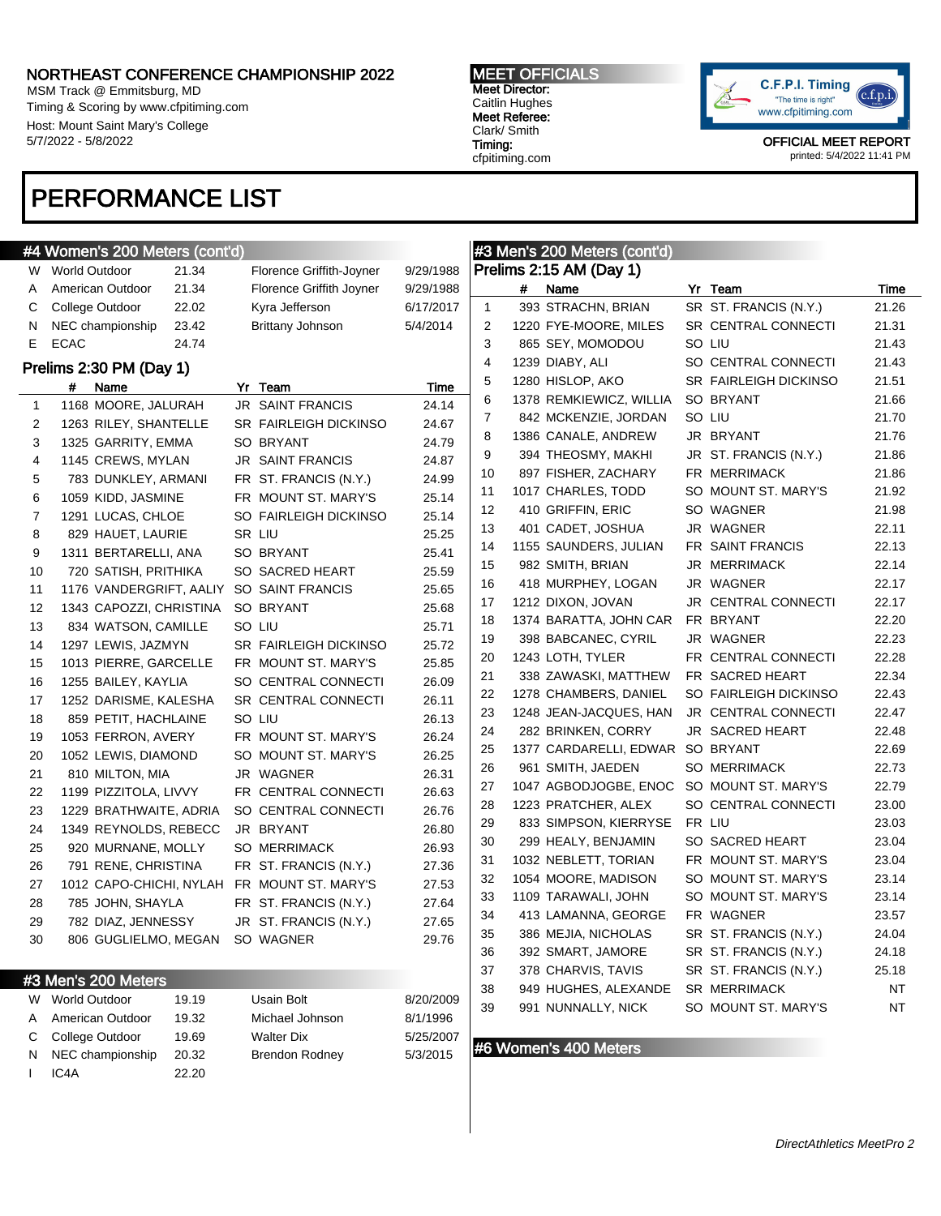## #4 Women's 200 Meters (cont'd)

| | Record | Time | Name | Date |
|---|---|---|---|---|
| W | World Outdoor | 21.34 | Florence Griffith-Joyner | 9/29/1988 |
| A | American Outdoor | 21.34 | Florence Griffith Joyner | 9/29/1988 |
| C | College Outdoor | 22.02 | Kyra Jefferson | 6/17/2017 |
| N | NEC championship | 23.42 | Brittany Johnson | 5/4/2014 |
| E | ECAC | 24.74 | | |

### Prelims 2:30 PM (Day 1)

| | # | Name | Yr | Team | Time |
|---|---|---|---|---|---|
| 1 | 1168 | MOORE, JALURAH | JR | SAINT FRANCIS | 24.14 |
| 2 | 1263 | RILEY, SHANTELLE | SR | FAIRLEIGH DICKINSO | 24.67 |
| 3 | 1325 | GARRITY, EMMA | SO | BRYANT | 24.79 |
| 4 | 1145 | CREWS, MYLAN | JR | SAINT FRANCIS | 24.87 |
| 5 | 783 | DUNKLEY, ARMANI | FR | ST. FRANCIS (N.Y.) | 24.99 |
| 6 | 1059 | KIDD, JASMINE | FR | MOUNT ST. MARY'S | 25.14 |
| 7 | 1291 | LUCAS, CHLOE | SO | FAIRLEIGH DICKINSO | 25.14 |
| 8 | 829 | HAUET, LAURIE | SR | LIU | 25.25 |
| 9 | 1311 | BERTARELLI, ANA | SO | BRYANT | 25.41 |
| 10 | 720 | SATISH, PRITHIKA | SO | SACRED HEART | 25.59 |
| 11 | 1176 | VANDERGRIFT, AALIY | SO | SAINT FRANCIS | 25.65 |
| 12 | 1343 | CAPOZZI, CHRISTINA | SO | BRYANT | 25.68 |
| 13 | 834 | WATSON, CAMILLE | SO | LIU | 25.71 |
| 14 | 1297 | LEWIS, JAZMYN | SR | FAIRLEIGH DICKINSO | 25.72 |
| 15 | 1013 | PIERRE, GARCELLE | FR | MOUNT ST. MARY'S | 25.85 |
| 16 | 1255 | BAILEY, KAYLIA | SO | CENTRAL CONNECTI | 26.09 |
| 17 | 1252 | DARISME, KALESHA | SR | CENTRAL CONNECTI | 26.11 |
| 18 | 859 | PETIT, HACHLAINE | SO | LIU | 26.13 |
| 19 | 1053 | FERRON, AVERY | FR | MOUNT ST. MARY'S | 26.24 |
| 20 | 1052 | LEWIS, DIAMOND | SO | MOUNT ST. MARY'S | 26.25 |
| 21 | 810 | MILTON, MIA | JR | WAGNER | 26.31 |
| 22 | 1199 | PIZZITOLA, LIVVY | FR | CENTRAL CONNECTI | 26.63 |
| 23 | 1229 | BRATHWAITE, ADRIA | SO | CENTRAL CONNECTI | 26.76 |
| 24 | 1349 | REYNOLDS, REBECC | JR | BRYANT | 26.80 |
| 25 | 920 | MURNANE, MOLLY | SO | MERRIMACK | 26.93 |
| 26 | 791 | RENE, CHRISTINA | FR | ST. FRANCIS (N.Y.) | 27.36 |
| 27 | 1012 | CAPO-CHICHI, NYLAH | FR | MOUNT ST. MARY'S | 27.53 |
| 28 | 785 | JOHN, SHAYLA | FR | ST. FRANCIS (N.Y.) | 27.64 |
| 29 | 782 | DIAZ, JENNESSY | JR | ST. FRANCIS (N.Y.) | 27.65 |
| 30 | 806 | GUGLIELMO, MEGAN | SO | WAGNER | 29.76 |

## #3 Men's 200 Meters

| | Record | Time | Name | Date |
|---|---|---|---|---|
| W | World Outdoor | 19.19 | Usain Bolt | 8/20/2009 |
| A | American Outdoor | 19.32 | Michael Johnson | 8/1/1996 |
| C | College Outdoor | 19.69 | Walter Dix | 5/25/2007 |
| N | NEC championship | 20.32 | Brendon Rodney | 5/3/2015 |
| I | IC4A | 22.20 | | |

## #3 Men's 200 Meters (cont'd)

### Prelims 2:15 AM (Day 1)

| | # | Name | Yr | Team | Time |
|---|---|---|---|---|---|
| 1 | 393 | STRACHN, BRIAN | SR | ST. FRANCIS (N.Y.) | 21.26 |
| 2 | 1220 | FYE-MOORE, MILES | SR | CENTRAL CONNECTI | 21.31 |
| 3 | 865 | SEY, MOMODOU | SO | LIU | 21.43 |
| 4 | 1239 | DIABY, ALI | SO | CENTRAL CONNECTI | 21.43 |
| 5 | 1280 | HISLOP, AKO | SR | FAIRLEIGH DICKINSO | 21.51 |
| 6 | 1378 | REMKIEWICZ, WILLIA | SO | BRYANT | 21.66 |
| 7 | 842 | MCKENZIE, JORDAN | SO | LIU | 21.70 |
| 8 | 1386 | CANALE, ANDREW | JR | BRYANT | 21.76 |
| 9 | 394 | THEOSMY, MAKHI | JR | ST. FRANCIS (N.Y.) | 21.86 |
| 10 | 897 | FISHER, ZACHARY | FR | MERRIMACK | 21.86 |
| 11 | 1017 | CHARLES, TODD | SO | MOUNT ST. MARY'S | 21.92 |
| 12 | 410 | GRIFFIN, ERIC | SO | WAGNER | 21.98 |
| 13 | 401 | CADET, JOSHUA | JR | WAGNER | 22.11 |
| 14 | 1155 | SAUNDERS, JULIAN | FR | SAINT FRANCIS | 22.13 |
| 15 | 982 | SMITH, BRIAN | JR | MERRIMACK | 22.14 |
| 16 | 418 | MURPHEY, LOGAN | JR | WAGNER | 22.17 |
| 17 | 1212 | DIXON, JOVAN | JR | CENTRAL CONNECTI | 22.17 |
| 18 | 1374 | BARATTA, JOHN CAR | FR | BRYANT | 22.20 |
| 19 | 398 | BABCANEC, CYRIL | JR | WAGNER | 22.23 |
| 20 | 1243 | LOTH, TYLER | FR | CENTRAL CONNECTI | 22.28 |
| 21 | 338 | ZAWASKI, MATTHEW | FR | SACRED HEART | 22.34 |
| 22 | 1278 | CHAMBERS, DANIEL | SO | FAIRLEIGH DICKINSO | 22.43 |
| 23 | 1248 | JEAN-JACQUES, HAN | JR | CENTRAL CONNECTI | 22.47 |
| 24 | 282 | BRINKEN, CORRY | JR | SACRED HEART | 22.48 |
| 25 | 1377 | CARDARELLI, EDWAR | SO | BRYANT | 22.69 |
| 26 | 961 | SMITH, JAEDEN | SO | MERRIMACK | 22.73 |
| 27 | 1047 | AGBODJOGBE, ENOC | SO | MOUNT ST. MARY'S | 22.79 |
| 28 | 1223 | PRATCHER, ALEX | SO | CENTRAL CONNECTI | 23.00 |
| 29 | 833 | SIMPSON, KIERRYSE | FR | LIU | 23.03 |
| 30 | 299 | HEALY, BENJAMIN | SO | SACRED HEART | 23.04 |
| 31 | 1032 | NEBLETT, TORIAN | FR | MOUNT ST. MARY'S | 23.04 |
| 32 | 1054 | MOORE, MADISON | SO | MOUNT ST. MARY'S | 23.14 |
| 33 | 1109 | TARAWALI, JOHN | SO | MOUNT ST. MARY'S | 23.14 |
| 34 | 413 | LAMANNA, GEORGE | FR | WAGNER | 23.57 |
| 35 | 386 | MEJIA, NICHOLAS | SR | ST. FRANCIS (N.Y.) | 24.04 |
| 36 | 392 | SMART, JAMORE | SR | ST. FRANCIS (N.Y.) | 24.18 |
| 37 | 378 | CHARVIS, TAVIS | SR | ST. FRANCIS (N.Y.) | 25.18 |
| 38 | 949 | HUGHES, ALEXANDE | SR | MERRIMACK | NT |
| 39 | 991 | NUNNALLY, NICK | SO | MOUNT ST. MARY'S | NT |

## #6 Women's 400 Meters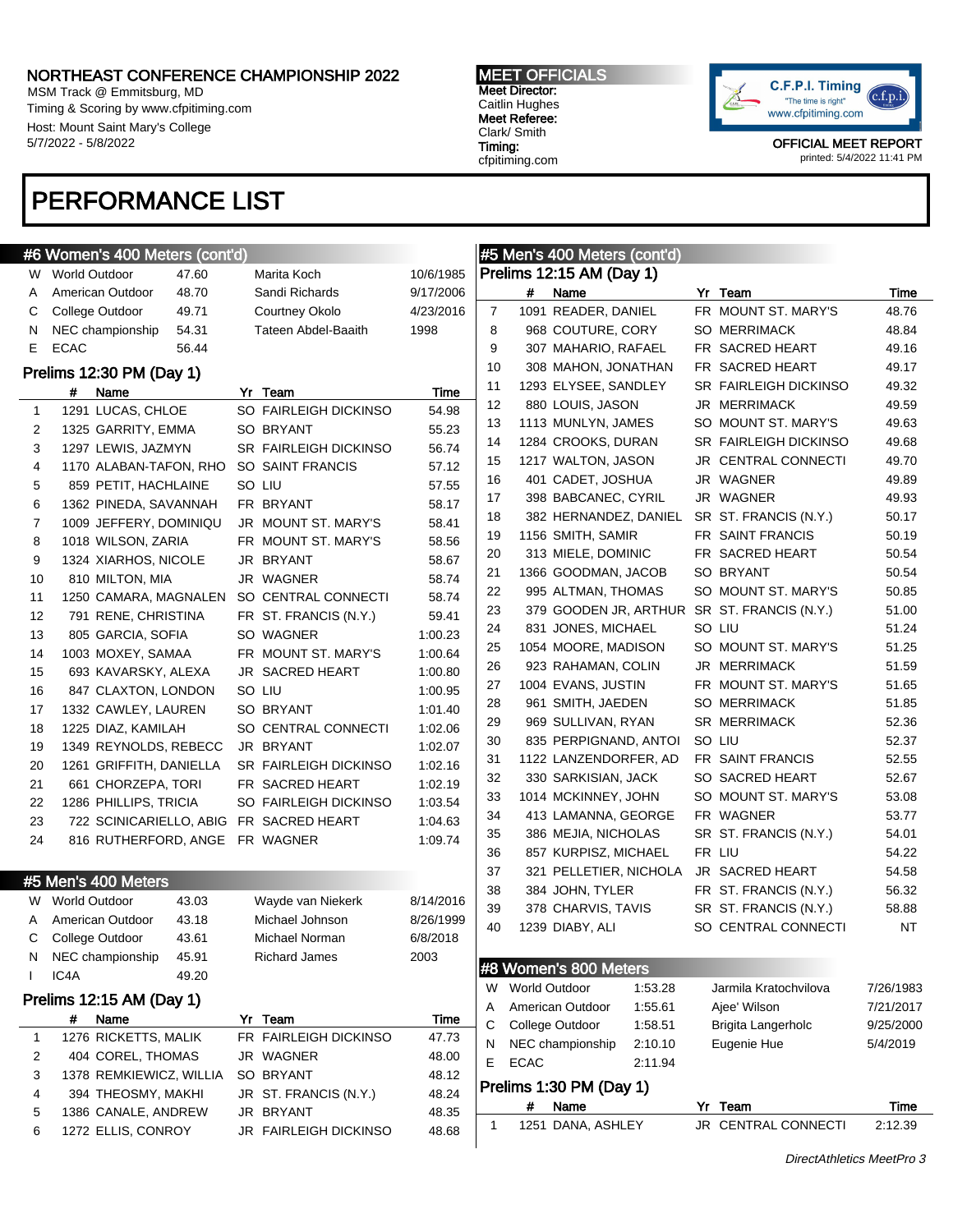NORTHEAST CONFERENCE CHAMPIONSHIP 2022
MSM Track @ Emmitsburg, MD
Timing & Scoring by www.cfpitiming.com
Host: Mount Saint Mary's College
5/7/2022 - 5/8/2022

MEET OFFICIALS
Meet Director:
Caitlin Hughes
Meet Referee:
Clark/ Smith
Timing:
cfpitiming.com

OFFICIAL MEET REPORT
printed: 5/4/2022 11:41 PM

# PERFORMANCE LIST

## #6 Women's 400 Meters (cont'd)

| | | | | |
|---|---|---|---|---|
| W | World Outdoor | 47.60 | Marita Koch | 10/6/1985 |
| A | American Outdoor | 48.70 | Sandi Richards | 9/17/2006 |
| C | College Outdoor | 49.71 | Courtney Okolo | 4/23/2016 |
| N | NEC championship | 54.31 | Tateen Abdel-Baaith | 1998 |
| E | ECAC | 56.44 | | |

### Prelims 12:30 PM (Day 1)

| | # | Name | Yr | Team | Time |
|---|---|---|---|---|---|
| 1 | 1291 | LUCAS, CHLOE | SO | FAIRLEIGH DICKINSO | 54.98 |
| 2 | 1325 | GARRITY, EMMA | SO | BRYANT | 55.23 |
| 3 | 1297 | LEWIS, JAZMYN | SR | FAIRLEIGH DICKINSO | 56.74 |
| 4 | 1170 | ALABAN-TAFON, RHO | SO | SAINT FRANCIS | 57.12 |
| 5 | 859 | PETIT, HACHLAINE | SO | LIU | 57.55 |
| 6 | 1362 | PINEDA, SAVANNAH | FR | BRYANT | 58.17 |
| 7 | 1009 | JEFFERY, DOMINIQU | JR | MOUNT ST. MARY'S | 58.41 |
| 8 | 1018 | WILSON, ZARIA | FR | MOUNT ST. MARY'S | 58.56 |
| 9 | 1324 | XIARHOS, NICOLE | JR | BRYANT | 58.67 |
| 10 | 810 | MILTON, MIA | JR | WAGNER | 58.74 |
| 11 | 1250 | CAMARA, MAGNALEN | SO | CENTRAL CONNECTI | 58.74 |
| 12 | 791 | RENE, CHRISTINA | FR | ST. FRANCIS (N.Y.) | 59.41 |
| 13 | 805 | GARCIA, SOFIA | SO | WAGNER | 1:00.23 |
| 14 | 1003 | MOXEY, SAMAA | FR | MOUNT ST. MARY'S | 1:00.64 |
| 15 | 693 | KAVARSKY, ALEXA | JR | SACRED HEART | 1:00.80 |
| 16 | 847 | CLAXTON, LONDON | SO | LIU | 1:00.95 |
| 17 | 1332 | CAWLEY, LAUREN | SO | BRYANT | 1:01.40 |
| 18 | 1225 | DIAZ, KAMILAH | SO | CENTRAL CONNECTI | 1:02.06 |
| 19 | 1349 | REYNOLDS, REBECC | JR | BRYANT | 1:02.07 |
| 20 | 1261 | GRIFFITH, DANIELLA | SR | FAIRLEIGH DICKINSO | 1:02.16 |
| 21 | 661 | CHORZEPA, TORI | FR | SACRED HEART | 1:02.19 |
| 22 | 1286 | PHILLIPS, TRICIA | SO | FAIRLEIGH DICKINSO | 1:03.54 |
| 23 | 722 | SCINICARIELLO, ABIG | FR | SACRED HEART | 1:04.63 |
| 24 | 816 | RUTHERFORD, ANGE | FR | WAGNER | 1:09.74 |

## #5 Men's 400 Meters

| | | | | |
|---|---|---|---|---|
| W | World Outdoor | 43.03 | Wayde van Niekerk | 8/14/2016 |
| A | American Outdoor | 43.18 | Michael Johnson | 8/26/1999 |
| C | College Outdoor | 43.61 | Michael Norman | 6/8/2018 |
| N | NEC championship | 45.91 | Richard James | 2003 |
| I | IC4A | 49.20 | | |

### Prelims 12:15 AM (Day 1)

| | # | Name | Yr | Team | Time |
|---|---|---|---|---|---|
| 1 | 1276 | RICKETTS, MALIK | FR | FAIRLEIGH DICKINSO | 47.73 |
| 2 | 404 | COREL, THOMAS | JR | WAGNER | 48.00 |
| 3 | 1378 | REMKIEWICZ, WILLIA | SO | BRYANT | 48.12 |
| 4 | 394 | THEOSMY, MAKHI | JR | ST. FRANCIS (N.Y.) | 48.24 |
| 5 | 1386 | CANALE, ANDREW | JR | BRYANT | 48.35 |
| 6 | 1272 | ELLIS, CONROY | JR | FAIRLEIGH DICKINSO | 48.68 |
| 7 | 1091 | READER, DANIEL | FR | MOUNT ST. MARY'S | 48.76 |
| 8 | 968 | COUTURE, CORY | SO | MERRIMACK | 48.84 |
| 9 | 307 | MAHARIO, RAFAEL | FR | SACRED HEART | 49.16 |
| 10 | 308 | MAHON, JONATHAN | FR | SACRED HEART | 49.17 |
| 11 | 1293 | ELYSEE, SANDLEY | SR | FAIRLEIGH DICKINSO | 49.32 |
| 12 | 880 | LOUIS, JASON | JR | MERRIMACK | 49.59 |
| 13 | 1113 | MUNLYN, JAMES | SO | MOUNT ST. MARY'S | 49.63 |
| 14 | 1284 | CROOKS, DURAN | SR | FAIRLEIGH DICKINSO | 49.68 |
| 15 | 1217 | WALTON, JASON | JR | CENTRAL CONNECTI | 49.70 |
| 16 | 401 | CADET, JOSHUA | JR | WAGNER | 49.89 |
| 17 | 398 | BABCANEC, CYRIL | JR | WAGNER | 49.93 |
| 18 | 382 | HERNANDEZ, DANIEL | SR | ST. FRANCIS (N.Y.) | 50.17 |
| 19 | 1156 | SMITH, SAMIR | FR | SAINT FRANCIS | 50.19 |
| 20 | 313 | MIELE, DOMINIC | FR | SACRED HEART | 50.54 |
| 21 | 1366 | GOODMAN, JACOB | SO | BRYANT | 50.54 |
| 22 | 995 | ALTMAN, THOMAS | SO | MOUNT ST. MARY'S | 50.85 |
| 23 | 379 | GOODEN JR, ARTHUR | SR | ST. FRANCIS (N.Y.) | 51.00 |
| 24 | 831 | JONES, MICHAEL | SO | LIU | 51.24 |
| 25 | 1054 | MOORE, MADISON | SO | MOUNT ST. MARY'S | 51.25 |
| 26 | 923 | RAHAMAN, COLIN | JR | MERRIMACK | 51.59 |
| 27 | 1004 | EVANS, JUSTIN | FR | MOUNT ST. MARY'S | 51.65 |
| 28 | 961 | SMITH, JAEDEN | SO | MERRIMACK | 51.85 |
| 29 | 969 | SULLIVAN, RYAN | SR | MERRIMACK | 52.36 |
| 30 | 835 | PERPIGNAND, ANTOI | SO | LIU | 52.37 |
| 31 | 1122 | LANZENDORFER, AD | FR | SAINT FRANCIS | 52.55 |
| 32 | 330 | SARKISIAN, JACK | SO | SACRED HEART | 52.67 |
| 33 | 1014 | MCKINNEY, JOHN | SO | MOUNT ST. MARY'S | 53.08 |
| 34 | 413 | LAMANNA, GEORGE | FR | WAGNER | 53.77 |
| 35 | 386 | MEJIA, NICHOLAS | SR | ST. FRANCIS (N.Y.) | 54.01 |
| 36 | 857 | KURPISZ, MICHAEL | FR | LIU | 54.22 |
| 37 | 321 | PELLETIER, NICHOLA | JR | SACRED HEART | 54.58 |
| 38 | 384 | JOHN, TYLER | FR | ST. FRANCIS (N.Y.) | 56.32 |
| 39 | 378 | CHARVIS, TAVIS | SR | ST. FRANCIS (N.Y.) | 58.88 |
| 40 | 1239 | DIABY, ALI | SO | CENTRAL CONNECTI | NT |

## #8 Women's 800 Meters

| | | | | |
|---|---|---|---|---|
| W | World Outdoor | 1:53.28 | Jarmila Kratochvilova | 7/26/1983 |
| A | American Outdoor | 1:55.61 | Ajee' Wilson | 7/21/2017 |
| C | College Outdoor | 1:58.51 | Brigita Langerholc | 9/25/2000 |
| N | NEC championship | 2:10.10 | Eugenie Hue | 5/4/2019 |
| E | ECAC | 2:11.94 | | |

### Prelims 1:30 PM (Day 1)

| | # | Name | Yr | Team | Time |
|---|---|---|---|---|---|
| 1 | 1251 | DANA, ASHLEY | JR | CENTRAL CONNECTI | 2:12.39 |

*DirectAthletics MeetPro 3*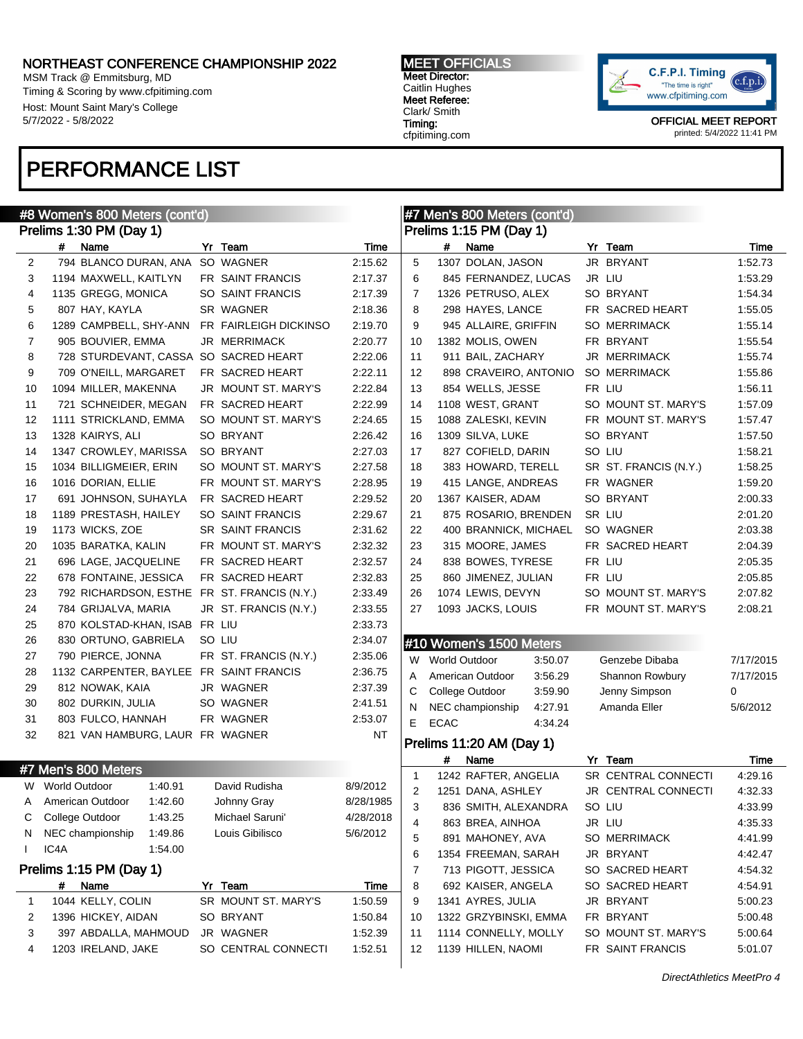NORTHEAST CONFERENCE CHAMPIONSHIP 2022
MSM Track @ Emmitsburg, MD
Timing & Scoring by www.cfpitiming.com
Host: Mount Saint Mary's College
5/7/2022 - 5/8/2022

MEET OFFICIALS
Meet Director:
Caitlin Hughes
Meet Referee:
Clark/ Smith
Timing:
cfpitiming.com

OFFICIAL MEET REPORT
printed: 5/4/2022 11:41 PM

# PERFORMANCE LIST

## #8 Women's 800 Meters (cont'd)

### Prelims 1:30 PM (Day 1)

| | # | Name | Yr | Team | Time |
|---|---|---|---|---|---|
| 2 | 794 | BLANCO DURAN, ANA | SO | WAGNER | 2:15.62 |
| 3 | 1194 | MAXWELL, KAITLYN | FR | SAINT FRANCIS | 2:17.37 |
| 4 | 1135 | GREGG, MONICA | SO | SAINT FRANCIS | 2:17.39 |
| 5 | 807 | HAY, KAYLA | SR | WAGNER | 2:18.36 |
| 6 | 1289 | CAMPBELL, SHY-ANN | FR | FAIRLEIGH DICKINSO | 2:19.70 |
| 7 | 905 | BOUVIER, EMMA | JR | MERRIMACK | 2:20.77 |
| 8 | 728 | STURDEVANT, CASSA | SO | SACRED HEART | 2:22.06 |
| 9 | 709 | O'NEILL, MARGARET | FR | SACRED HEART | 2:22.11 |
| 10 | 1094 | MILLER, MAKENNA | JR | MOUNT ST. MARY'S | 2:22.84 |
| 11 | 721 | SCHNEIDER, MEGAN | FR | SACRED HEART | 2:22.99 |
| 12 | 1111 | STRICKLAND, EMMA | SO | MOUNT ST. MARY'S | 2:24.65 |
| 13 | 1328 | KAIRYS, ALI | SO | BRYANT | 2:26.42 |
| 14 | 1347 | CROWLEY, MARISSA | SO | BRYANT | 2:27.03 |
| 15 | 1034 | BILLIGMEIER, ERIN | SO | MOUNT ST. MARY'S | 2:27.58 |
| 16 | 1016 | DORIAN, ELLIE | FR | MOUNT ST. MARY'S | 2:28.95 |
| 17 | 691 | JOHNSON, SUHAYLA | FR | SACRED HEART | 2:29.52 |
| 18 | 1189 | PRESTASH, HAILEY | SO | SAINT FRANCIS | 2:29.67 |
| 19 | 1173 | WICKS, ZOE | SR | SAINT FRANCIS | 2:31.62 |
| 20 | 1035 | BARATKA, KALIN | FR | MOUNT ST. MARY'S | 2:32.32 |
| 21 | 696 | LAGE, JACQUELINE | FR | SACRED HEART | 2:32.57 |
| 22 | 678 | FONTAINE, JESSICA | FR | SACRED HEART | 2:32.83 |
| 23 | 792 | RICHARDSON, ESTHE | FR | ST. FRANCIS (N.Y.) | 2:33.49 |
| 24 | 784 | GRIJALVA, MARIA | JR | ST. FRANCIS (N.Y.) | 2:33.55 |
| 25 | 870 | KOLSTAD-KHAN, ISAB | FR | LIU | 2:33.73 |
| 26 | 830 | ORTUNO, GABRIELA | SO | LIU | 2:34.07 |
| 27 | 790 | PIERCE, JONNA | FR | ST. FRANCIS (N.Y.) | 2:35.06 |
| 28 | 1132 | CARPENTER, BAYLEE | FR | SAINT FRANCIS | 2:36.75 |
| 29 | 812 | NOWAK, KAIA | JR | WAGNER | 2:37.39 |
| 30 | 802 | DURKIN, JULIA | SO | WAGNER | 2:41.51 |
| 31 | 803 | FULCO, HANNAH | FR | WAGNER | 2:53.07 |
| 32 | 821 | VAN HAMBURG, LAUR | FR | WAGNER | NT |

## #7 Men's 800 Meters

| | Record | Time | Holder | Date |
|---|---|---|---|---|
| W | World Outdoor | 1:40.91 | David Rudisha | 8/9/2012 |
| A | American Outdoor | 1:42.60 | Johnny Gray | 8/28/1985 |
| C | College Outdoor | 1:43.25 | Michael Saruni' | 4/28/2018 |
| N | NEC championship | 1:49.86 | Louis Gibilisco | 5/6/2012 |
| I | IC4A | 1:54.00 | | |

### Prelims 1:15 PM (Day 1)

| | # | Name | Yr | Team | Time |
|---|---|---|---|---|---|
| 1 | 1044 | KELLY, COLIN | SR | MOUNT ST. MARY'S | 1:50.59 |
| 2 | 1396 | HICKEY, AIDAN | SO | BRYANT | 1:50.84 |
| 3 | 397 | ABDALLA, MAHMOUD | JR | WAGNER | 1:52.39 |
| 4 | 1203 | IRELAND, JAKE | SO | CENTRAL CONNECTI | 1:52.51 |
| 5 | 1307 | DOLAN, JASON | JR | BRYANT | 1:52.73 |
| 6 | 845 | FERNANDEZ, LUCAS | JR | LIU | 1:53.29 |
| 7 | 1326 | PETRUSO, ALEX | SO | BRYANT | 1:54.34 |
| 8 | 298 | HAYES, LANCE | FR | SACRED HEART | 1:55.05 |
| 9 | 945 | ALLAIRE, GRIFFIN | SO | MERRIMACK | 1:55.14 |
| 10 | 1382 | MOLIS, OWEN | FR | BRYANT | 1:55.54 |
| 11 | 911 | BAIL, ZACHARY | JR | MERRIMACK | 1:55.74 |
| 12 | 898 | CRAVEIRO, ANTONIO | SO | MERRIMACK | 1:55.86 |
| 13 | 854 | WELLS, JESSE | FR | LIU | 1:56.11 |
| 14 | 1108 | WEST, GRANT | SO | MOUNT ST. MARY'S | 1:57.09 |
| 15 | 1088 | ZALESKI, KEVIN | FR | MOUNT ST. MARY'S | 1:57.47 |
| 16 | 1309 | SILVA, LUKE | SO | BRYANT | 1:57.50 |
| 17 | 827 | COFIELD, DARIN | SO | LIU | 1:58.21 |
| 18 | 383 | HOWARD, TERELL | SR | ST. FRANCIS (N.Y.) | 1:58.25 |
| 19 | 415 | LANGE, ANDREAS | FR | WAGNER | 1:59.20 |
| 20 | 1367 | KAISER, ADAM | SO | BRYANT | 2:00.33 |
| 21 | 875 | ROSARIO, BRENDEN | SR | LIU | 2:01.20 |
| 22 | 400 | BRANNICK, MICHAEL | SO | WAGNER | 2:03.38 |
| 23 | 315 | MOORE, JAMES | FR | SACRED HEART | 2:04.39 |
| 24 | 838 | BOWES, TYRESE | FR | LIU | 2:05.35 |
| 25 | 860 | JIMENEZ, JULIAN | FR | LIU | 2:05.85 |
| 26 | 1074 | LEWIS, DEVYN | SO | MOUNT ST. MARY'S | 2:07.82 |
| 27 | 1093 | JACKS, LOUIS | FR | MOUNT ST. MARY'S | 2:08.21 |

## #10 Women's 1500 Meters

| | Record | Time | Holder | Date |
|---|---|---|---|---|
| W | World Outdoor | 3:50.07 | Genzebe Dibaba | 7/17/2015 |
| A | American Outdoor | 3:56.29 | Shannon Rowbury | 7/17/2015 |
| C | College Outdoor | 3:59.90 | Jenny Simpson | 0 |
| N | NEC championship | 4:27.91 | Amanda Eller | 5/6/2012 |
| E | ECAC | 4:34.24 | | |

### Prelims 11:20 AM (Day 1)

| | # | Name | Yr | Team | Time |
|---|---|---|---|---|---|
| 1 | 1242 | RAFTER, ANGELIA | SR | CENTRAL CONNECTI | 4:29.16 |
| 2 | 1251 | DANA, ASHLEY | JR | CENTRAL CONNECTI | 4:32.33 |
| 3 | 836 | SMITH, ALEXANDRA | SO | LIU | 4:33.99 |
| 4 | 863 | BREA, AINHOA | JR | LIU | 4:35.33 |
| 5 | 891 | MAHONEY, AVA | SO | MERRIMACK | 4:41.99 |
| 6 | 1354 | FREEMAN, SARAH | JR | BRYANT | 4:42.47 |
| 7 | 713 | PIGOTT, JESSICA | SO | SACRED HEART | 4:54.32 |
| 8 | 692 | KAISER, ANGELA | SO | SACRED HEART | 4:54.91 |
| 9 | 1341 | AYRES, JULIA | JR | BRYANT | 5:00.23 |
| 10 | 1322 | GRZYBINSKI, EMMA | FR | BRYANT | 5:00.48 |
| 11 | 1114 | CONNELLY, MOLLY | SO | MOUNT ST. MARY'S | 5:00.64 |
| 12 | 1139 | HILLEN, NAOMI | FR | SAINT FRANCIS | 5:01.07 |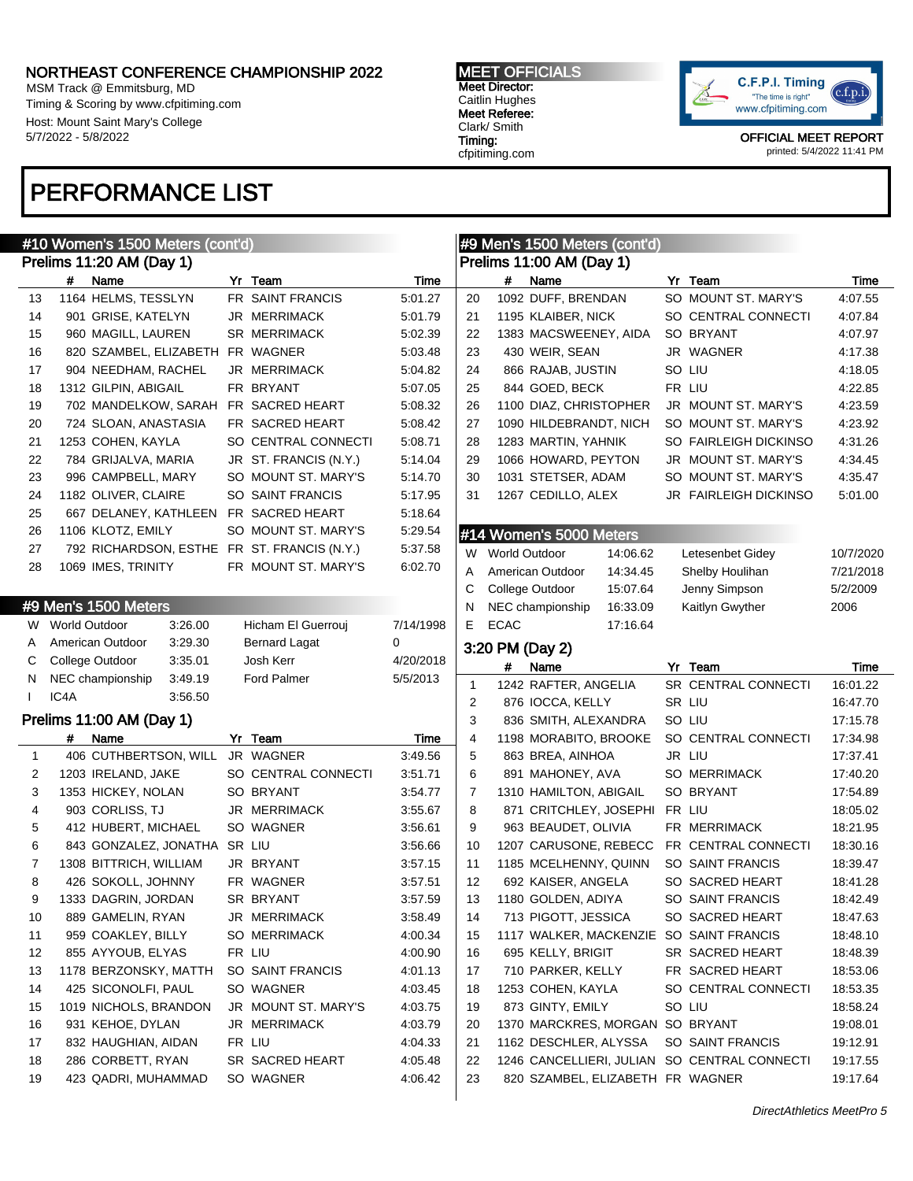# NORTHEAST CONFERENCE CHAMPIONSHIP 2022

MSM Track @ Emmitsburg, MD
Timing & Scoring by www.cfpitiming.com
Host: Mount Saint Mary's College
5/7/2022 - 5/8/2022

**MEET OFFICIALS**
Meet Director:
Caitlin Hughes
Meet Referee:
Clark/ Smith
Timing:
cfpitiming.com

OFFICIAL MEET REPORT
printed: 5/4/2022 11:41 PM

# PERFORMANCE LIST

## #10 Women's 1500 Meters (cont'd)

### Prelims 11:20 AM (Day 1)

| | # | Name | Yr | Team | Time |
|---|---|---|---|---|---|
| 13 | 1164 | HELMS, TESSLYN | FR | SAINT FRANCIS | 5:01.27 |
| 14 | 901 | GRISE, KATELYN | JR | MERRIMACK | 5:01.79 |
| 15 | 960 | MAGILL, LAUREN | SR | MERRIMACK | 5:02.39 |
| 16 | 820 | SZAMBEL, ELIZABETH | FR | WAGNER | 5:03.48 |
| 17 | 904 | NEEDHAM, RACHEL | JR | MERRIMACK | 5:04.82 |
| 18 | 1312 | GILPIN, ABIGAIL | FR | BRYANT | 5:07.05 |
| 19 | 702 | MANDELKOW, SARAH | FR | SACRED HEART | 5:08.32 |
| 20 | 724 | SLOAN, ANASTASIA | FR | SACRED HEART | 5:08.42 |
| 21 | 1253 | COHEN, KAYLA | SO | CENTRAL CONNECTI | 5:08.71 |
| 22 | 784 | GRIJALVA, MARIA | JR | ST. FRANCIS (N.Y.) | 5:14.04 |
| 23 | 996 | CAMPBELL, MARY | SO | MOUNT ST. MARY'S | 5:14.70 |
| 24 | 1182 | OLIVER, CLAIRE | SO | SAINT FRANCIS | 5:17.95 |
| 25 | 667 | DELANEY, KATHLEEN | FR | SACRED HEART | 5:18.64 |
| 26 | 1106 | KLOTZ, EMILY | SO | MOUNT ST. MARY'S | 5:29.54 |
| 27 | 792 | RICHARDSON, ESTHE | FR | ST. FRANCIS (N.Y.) | 5:37.58 |
| 28 | 1069 | IMES, TRINITY | FR | MOUNT ST. MARY'S | 6:02.70 |

## #9 Men's 1500 Meters

| | | | | |
|---|---|---|---|---|
| W | World Outdoor | 3:26.00 | Hicham El Guerrouj | 7/14/1998 |
| A | American Outdoor | 3:29.30 | Bernard Lagat | 0 |
| C | College Outdoor | 3:35.01 | Josh Kerr | 4/20/2018 |
| N | NEC championship | 3:49.19 | Ford Palmer | 5/5/2013 |
| I | IC4A | 3:56.50 | | |

### Prelims 11:00 AM (Day 1)

| | # | Name | Yr | Team | Time |
|---|---|---|---|---|---|
| 1 | 406 | CUTHBERTSON, WILL | JR | WAGNER | 3:49.56 |
| 2 | 1203 | IRELAND, JAKE | SO | CENTRAL CONNECTI | 3:51.71 |
| 3 | 1353 | HICKEY, NOLAN | SO | BRYANT | 3:54.77 |
| 4 | 903 | CORLISS, TJ | JR | MERRIMACK | 3:55.67 |
| 5 | 412 | HUBERT, MICHAEL | SO | WAGNER | 3:56.61 |
| 6 | 843 | GONZALEZ, JONATHA | SR | LIU | 3:56.66 |
| 7 | 1308 | BITTRICH, WILLIAM | JR | BRYANT | 3:57.15 |
| 8 | 426 | SOKOLL, JOHNNY | FR | WAGNER | 3:57.51 |
| 9 | 1333 | DAGRIN, JORDAN | SR | BRYANT | 3:57.59 |
| 10 | 889 | GAMELIN, RYAN | JR | MERRIMACK | 3:58.49 |
| 11 | 959 | COAKLEY, BILLY | SO | MERRIMACK | 4:00.34 |
| 12 | 855 | AYYOUB, ELYAS | FR | LIU | 4:00.90 |
| 13 | 1178 | BERZONSKY, MATTH | SO | SAINT FRANCIS | 4:01.13 |
| 14 | 425 | SICONOLFI, PAUL | SO | WAGNER | 4:03.45 |
| 15 | 1019 | NICHOLS, BRANDON | JR | MOUNT ST. MARY'S | 4:03.75 |
| 16 | 931 | KEHOE, DYLAN | JR | MERRIMACK | 4:03.79 |
| 17 | 832 | HAUGHIAN, AIDAN | FR | LIU | 4:04.33 |
| 18 | 286 | CORBETT, RYAN | SR | SACRED HEART | 4:05.48 |
| 19 | 423 | QADRI, MUHAMMAD | SO | WAGNER | 4:06.42 |

## #9 Men's 1500 Meters (cont'd)

### Prelims 11:00 AM (Day 1)

| | # | Name | Yr | Team | Time |
|---|---|---|---|---|---|
| 20 | 1092 | DUFF, BRENDAN | SO | MOUNT ST. MARY'S | 4:07.55 |
| 21 | 1195 | KLAIBER, NICK | SO | CENTRAL CONNECTI | 4:07.84 |
| 22 | 1383 | MACSWEENEY, AIDA | SO | BRYANT | 4:07.97 |
| 23 | 430 | WEIR, SEAN | JR | WAGNER | 4:17.38 |
| 24 | 866 | RAJAB, JUSTIN | SO | LIU | 4:18.05 |
| 25 | 844 | GOED, BECK | FR | LIU | 4:22.85 |
| 26 | 1100 | DIAZ, CHRISTOPHER | JR | MOUNT ST. MARY'S | 4:23.59 |
| 27 | 1090 | HILDEBRANDT, NICH | SO | MOUNT ST. MARY'S | 4:23.92 |
| 28 | 1283 | MARTIN, YAHNIK | SO | FAIRLEIGH DICKINSO | 4:31.26 |
| 29 | 1066 | HOWARD, PEYTON | JR | MOUNT ST. MARY'S | 4:34.45 |
| 30 | 1031 | STETSER, ADAM | SO | MOUNT ST. MARY'S | 4:35.47 |
| 31 | 1267 | CEDILLO, ALEX | JR | FAIRLEIGH DICKINSO | 5:01.00 |

## #14 Women's 5000 Meters

| | | | | |
|---|---|---|---|---|
| W | World Outdoor | 14:06.62 | Letesenbet Gidey | 10/7/2020 |
| A | American Outdoor | 14:34.45 | Shelby Houlihan | 7/21/2018 |
| C | College Outdoor | 15:07.64 | Jenny Simpson | 5/2/2009 |
| N | NEC championship | 16:33.09 | Kaitlyn Gwyther | 2006 |
| E | ECAC | 17:16.64 | | |

### 3:20 PM (Day 2)

| | # | Name | Yr | Team | Time |
|---|---|---|---|---|---|
| 1 | 1242 | RAFTER, ANGELIA | SR | CENTRAL CONNECTI | 16:01.22 |
| 2 | 876 | IOCCA, KELLY | SR | LIU | 16:47.70 |
| 3 | 836 | SMITH, ALEXANDRA | SO | LIU | 17:15.78 |
| 4 | 1198 | MORABITO, BROOKE | SO | CENTRAL CONNECTI | 17:34.98 |
| 5 | 863 | BREA, AINHOA | JR | LIU | 17:37.41 |
| 6 | 891 | MAHONEY, AVA | SO | MERRIMACK | 17:40.20 |
| 7 | 1310 | HAMILTON, ABIGAIL | SO | BRYANT | 17:54.89 |
| 8 | 871 | CRITCHLEY, JOSEPHI | FR | LIU | 18:05.02 |
| 9 | 963 | BEAUDET, OLIVIA | FR | MERRIMACK | 18:21.95 |
| 10 | 1207 | CARUSONE, REBECC | FR | CENTRAL CONNECTI | 18:30.16 |
| 11 | 1185 | MCELHENNY, QUINN | SO | SAINT FRANCIS | 18:39.47 |
| 12 | 692 | KAISER, ANGELA | SO | SACRED HEART | 18:41.28 |
| 13 | 1180 | GOLDEN, ADIYA | SO | SAINT FRANCIS | 18:42.49 |
| 14 | 713 | PIGOTT, JESSICA | SO | SACRED HEART | 18:47.63 |
| 15 | 1117 | WALKER, MACKENZIE | SO | SAINT FRANCIS | 18:48.10 |
| 16 | 695 | KELLY, BRIGIT | SR | SACRED HEART | 18:48.39 |
| 17 | 710 | PARKER, KELLY | FR | SACRED HEART | 18:53.06 |
| 18 | 1253 | COHEN, KAYLA | SO | CENTRAL CONNECTI | 18:53.35 |
| 19 | 873 | GINTY, EMILY | SO | LIU | 18:58.24 |
| 20 | 1370 | MARCKRES, MORGAN | SO | BRYANT | 19:08.01 |
| 21 | 1162 | DESCHLER, ALYSSA | SO | SAINT FRANCIS | 19:12.91 |
| 22 | 1246 | CANCELLIERI, JULIAN | SO | CENTRAL CONNECTI | 19:17.55 |
| 23 | 820 | SZAMBEL, ELIZABETH | FR | WAGNER | 19:17.64 |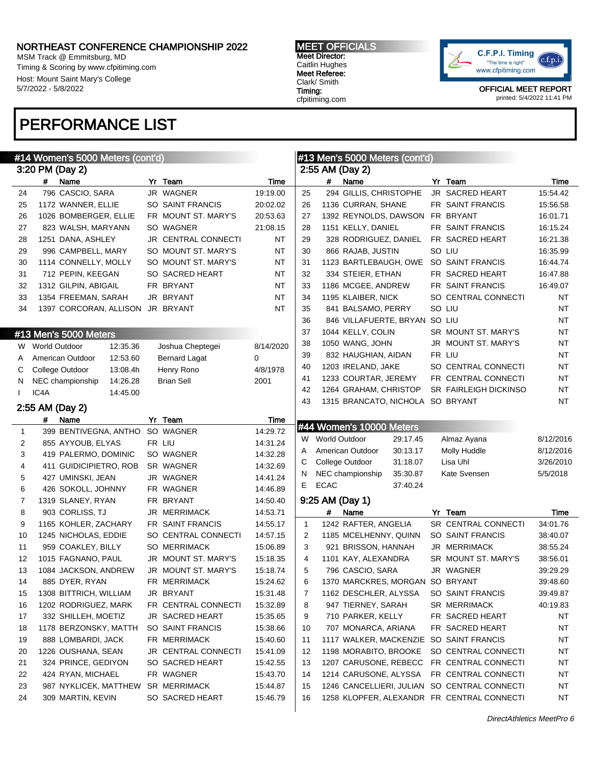# NORTHEAST CONFERENCE CHAMPIONSHIP 2022

MSM Track @ Emmitsburg, MD
Timing & Scoring by www.cfpitiming.com
Host: Mount Saint Mary's College
5/7/2022 - 5/8/2022

**MEET OFFICIALS**
**Meet Director:** Caitlin Hughes
**Meet Referee:** Clark/ Smith
**Timing:** cfpitiming.com

OFFICIAL MEET REPORT
printed: 5/4/2022 11:41 PM

## PERFORMANCE LIST

### #14 Women's 5000 Meters (cont'd)

3:20 PM (Day 2)

| | # | Name | Yr | Team | Time |
|---|---|---|---|---|---|
| 24 | 796 | CASCIO, SARA | JR | WAGNER | 19:19.00 |
| 25 | 1172 | WANNER, ELLIE | SO | SAINT FRANCIS | 20:02.02 |
| 26 | 1026 | BOMBERGER, ELLIE | FR | MOUNT ST. MARY'S | 20:53.63 |
| 27 | 823 | WALSH, MARYANN | SO | WAGNER | 21:08.15 |
| 28 | 1251 | DANA, ASHLEY | JR | CENTRAL CONNECTI | NT |
| 29 | 996 | CAMPBELL, MARY | SO | MOUNT ST. MARY'S | NT |
| 30 | 1114 | CONNELLY, MOLLY | SO | MOUNT ST. MARY'S | NT |
| 31 | 712 | PEPIN, KEEGAN | SO | SACRED HEART | NT |
| 32 | 1312 | GILPIN, ABIGAIL | FR | BRYANT | NT |
| 33 | 1354 | FREEMAN, SARAH | JR | BRYANT | NT |
| 34 | 1397 | CORCORAN, ALLISON | JR | BRYANT | NT |

### #13 Men's 5000 Meters

| | Record | Mark | Holder | Date |
|---|---|---|---|---|
| W | World Outdoor | 12:35.36 | Joshua Cheptegei | 8/14/2020 |
| A | American Outdoor | 12:53.60 | Bernard Lagat | 0 |
| C | College Outdoor | 13:08.4h | Henry Rono | 4/8/1978 |
| N | NEC championship | 14:26.28 | Brian Sell | 2001 |
| I | IC4A | 14:45.00 | | |

2:55 AM (Day 2)

| | # | Name | Yr | Team | Time |
|---|---|---|---|---|---|
| 1 | 399 | BENTIVEGNA, ANTHO | SO | WAGNER | 14:29.72 |
| 2 | 855 | AYYOUB, ELYAS | FR | LIU | 14:31.24 |
| 3 | 419 | PALERMO, DOMINIC | SO | WAGNER | 14:32.28 |
| 4 | 411 | GUIDICIPIETRO, ROB | SR | WAGNER | 14:32.69 |
| 5 | 427 | UMINSKI, JEAN | JR | WAGNER | 14:41.24 |
| 6 | 426 | SOKOLL, JOHNNY | FR | WAGNER | 14:46.89 |
| 7 | 1319 | SLANEY, RYAN | FR | BRYANT | 14:50.40 |
| 8 | 903 | CORLISS, TJ | JR | MERRIMACK | 14:53.71 |
| 9 | 1165 | KOHLER, ZACHARY | FR | SAINT FRANCIS | 14:55.17 |
| 10 | 1245 | NICHOLAS, EDDIE | SO | CENTRAL CONNECTI | 14:57.15 |
| 11 | 959 | COAKLEY, BILLY | SO | MERRIMACK | 15:06.89 |
| 12 | 1015 | FAGNANO, PAUL | JR | MOUNT ST. MARY'S | 15:18.35 |
| 13 | 1084 | JACKSON, ANDREW | JR | MOUNT ST. MARY'S | 15:18.74 |
| 14 | 885 | DYER, RYAN | FR | MERRIMACK | 15:24.62 |
| 15 | 1308 | BITTRICH, WILLIAM | JR | BRYANT | 15:31.48 |
| 16 | 1202 | RODRIGUEZ, MARK | FR | CENTRAL CONNECTI | 15:32.89 |
| 17 | 332 | SHILLEH, MOETIZ | JR | SACRED HEART | 15:35.65 |
| 18 | 1178 | BERZONSKY, MATTH | SO | SAINT FRANCIS | 15:38.66 |
| 19 | 888 | LOMBARDI, JACK | FR | MERRIMACK | 15:40.60 |
| 20 | 1226 | OUSHANA, SEAN | JR | CENTRAL CONNECTI | 15:41.09 |
| 21 | 324 | PRINCE, GEDIYON | SO | SACRED HEART | 15:42.55 |
| 22 | 424 | RYAN, MICHAEL | FR | WAGNER | 15:43.70 |
| 23 | 987 | NYKLICEK, MATTHEW | SR | MERRIMACK | 15:44.87 |
| 24 | 309 | MARTIN, KEVIN | SO | SACRED HEART | 15:46.79 |

### #13 Men's 5000 Meters (cont'd)

2:55 AM (Day 2)

| | # | Name | Yr | Team | Time |
|---|---|---|---|---|---|
| 25 | 294 | GILLIS, CHRISTOPHE | JR | SACRED HEART | 15:54.42 |
| 26 | 1136 | CURRAN, SHANE | FR | SAINT FRANCIS | 15:56.58 |
| 27 | 1392 | REYNOLDS, DAWSON | FR | BRYANT | 16:01.71 |
| 28 | 1151 | KELLY, DANIEL | FR | SAINT FRANCIS | 16:15.24 |
| 29 | 328 | RODRIGUEZ, DANIEL | FR | SACRED HEART | 16:21.38 |
| 30 | 866 | RAJAB, JUSTIN | SO | LIU | 16:35.99 |
| 31 | 1123 | BARTLEBAUGH, OWE | SO | SAINT FRANCIS | 16:44.74 |
| 32 | 334 | STEIER, ETHAN | FR | SACRED HEART | 16:47.88 |
| 33 | 1186 | MCGEE, ANDREW | FR | SAINT FRANCIS | 16:49.07 |
| 34 | 1195 | KLAIBER, NICK | SO | CENTRAL CONNECTI | NT |
| 35 | 841 | BALSAMO, PERRY | SO | LIU | NT |
| 36 | 846 | VILLAFUERTE, BRYAN | SO | LIU | NT |
| 37 | 1044 | KELLY, COLIN | SR | MOUNT ST. MARY'S | NT |
| 38 | 1050 | WANG, JOHN | JR | MOUNT ST. MARY'S | NT |
| 39 | 832 | HAUGHIAN, AIDAN | FR | LIU | NT |
| 40 | 1203 | IRELAND, JAKE | SO | CENTRAL CONNECTI | NT |
| 41 | 1233 | COURTAR, JEREMY | FR | CENTRAL CONNECTI | NT |
| 42 | 1264 | GRAHAM, CHRISTOP | SR | FAIRLEIGH DICKINSO | NT |
| 43 | 1315 | BRANCATO, NICHOLA | SO | BRYANT | NT |

### #44 Women's 10000 Meters

| | Record | Mark | Holder | Date |
|---|---|---|---|---|
| W | World Outdoor | 29:17.45 | Almaz Ayana | 8/12/2016 |
| A | American Outdoor | 30:13.17 | Molly Huddle | 8/12/2016 |
| C | College Outdoor | 31:18.07 | Lisa Uhl | 3/26/2010 |
| N | NEC championship | 35:30.87 | Kate Svensen | 5/5/2018 |
| E | ECAC | 37:40.24 | | |

9:25 AM (Day 1)

| | # | Name | Yr | Team | Time |
|---|---|---|---|---|---|
| 1 | 1242 | RAFTER, ANGELIA | SR | CENTRAL CONNECTI | 34:01.76 |
| 2 | 1185 | MCELHENNY, QUINN | SO | SAINT FRANCIS | 38:40.07 |
| 3 | 921 | BRISSON, HANNAH | JR | MERRIMACK | 38:55.24 |
| 4 | 1101 | KAY, ALEXANDRA | SR | MOUNT ST. MARY'S | 38:56.01 |
| 5 | 796 | CASCIO, SARA | JR | WAGNER | 39:29.29 |
| 6 | 1370 | MARCKRES, MORGAN | SO | BRYANT | 39:48.60 |
| 7 | 1162 | DESCHLER, ALYSSA | SO | SAINT FRANCIS | 39:49.87 |
| 8 | 947 | TIERNEY, SARAH | SR | MERRIMACK | 40:19.83 |
| 9 | 710 | PARKER, KELLY | FR | SACRED HEART | NT |
| 10 | 707 | MONARCA, ARIANA | FR | SACRED HEART | NT |
| 11 | 1117 | WALKER, MACKENZIE | SO | SAINT FRANCIS | NT |
| 12 | 1198 | MORABITO, BROOKE | SO | CENTRAL CONNECTI | NT |
| 13 | 1207 | CARUSONE, REBECC | FR | CENTRAL CONNECTI | NT |
| 14 | 1214 | CARUSONE, ALYSSA | FR | CENTRAL CONNECTI | NT |
| 15 | 1246 | CANCELLIERI, JULIAN | SO | CENTRAL CONNECTI | NT |
| 16 | 1258 | KLOPFER, ALEXANDR | FR | CENTRAL CONNECTI | NT |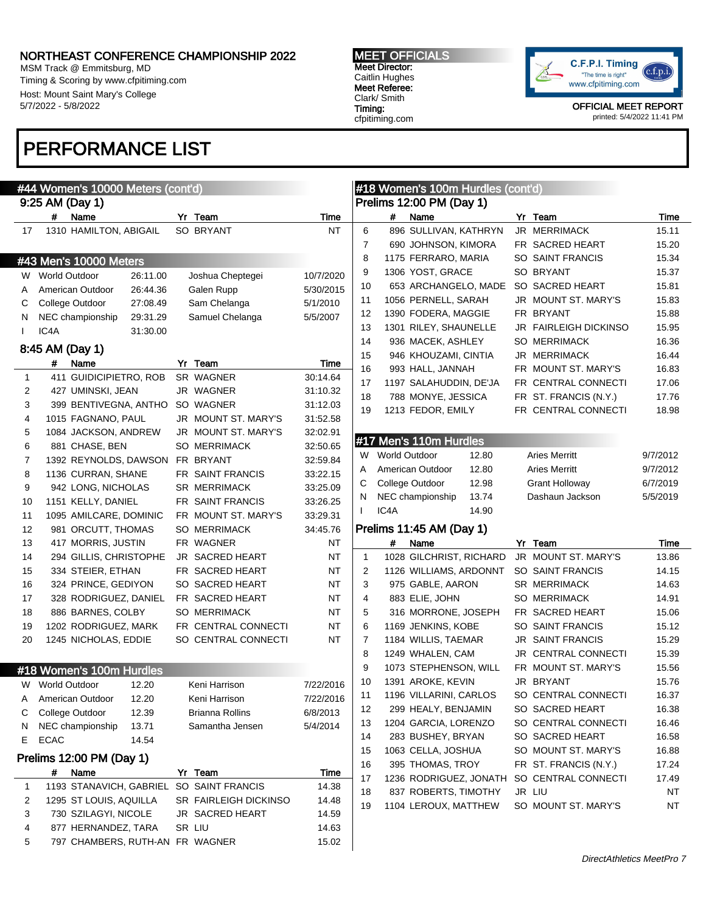# NORTHEAST CONFERENCE CHAMPIONSHIP 2022

MSM Track @ Emmitsburg, MD
Timing & Scoring by www.cfpitiming.com
Host: Mount Saint Mary's College
5/7/2022 - 5/8/2022

**MEET OFFICIALS**
Meet Director: Caitlin Hughes
Meet Referee: Clark/ Smith
Timing: cfpitiming.com

OFFICIAL MEET REPORT
printed: 5/4/2022 11:41 PM

# PERFORMANCE LIST

## #44 Women's 10000 Meters (cont'd)

### 9:25 AM (Day 1)

| | # | Name | Yr | Team | Time |
|---|---|---|---|---|---|
| 17 | 1310 | HAMILTON, ABIGAIL | SO | BRYANT | NT |

## #43 Men's 10000 Meters

| | Record | Mark | Holder | Date |
|---|---|---|---|---|
| W | World Outdoor | 26:11.00 | Joshua Cheptegei | 10/7/2020 |
| A | American Outdoor | 26:44.36 | Galen Rupp | 5/30/2015 |
| C | College Outdoor | 27:08.49 | Sam Chelanga | 5/1/2010 |
| N | NEC championship | 29:31.29 | Samuel Chelanga | 5/5/2007 |
| I | IC4A | 31:30.00 | | |

### 8:45 AM (Day 1)

| | # | Name | Yr | Team | Time |
|---|---|---|---|---|---|
| 1 | 411 | GUIDICIPIETRO, ROB | SR | WAGNER | 30:14.64 |
| 2 | 427 | UMINSKI, JEAN | JR | WAGNER | 31:10.32 |
| 3 | 399 | BENTIVEGNA, ANTHO | SO | WAGNER | 31:12.03 |
| 4 | 1015 | FAGNANO, PAUL | JR | MOUNT ST. MARY'S | 31:52.58 |
| 5 | 1084 | JACKSON, ANDREW | JR | MOUNT ST. MARY'S | 32:02.91 |
| 6 | 881 | CHASE, BEN | SO | MERRIMACK | 32:50.65 |
| 7 | 1392 | REYNOLDS, DAWSON | FR | BRYANT | 32:59.84 |
| 8 | 1136 | CURRAN, SHANE | FR | SAINT FRANCIS | 33:22.15 |
| 9 | 942 | LONG, NICHOLAS | SR | MERRIMACK | 33:25.09 |
| 10 | 1151 | KELLY, DANIEL | FR | SAINT FRANCIS | 33:26.25 |
| 11 | 1095 | AMILCARE, DOMINIC | FR | MOUNT ST. MARY'S | 33:29.31 |
| 12 | 981 | ORCUTT, THOMAS | SO | MERRIMACK | 34:45.76 |
| 13 | 417 | MORRIS, JUSTIN | FR | WAGNER | NT |
| 14 | 294 | GILLIS, CHRISTOPHE | JR | SACRED HEART | NT |
| 15 | 334 | STEIER, ETHAN | FR | SACRED HEART | NT |
| 16 | 324 | PRINCE, GEDIYON | SO | SACRED HEART | NT |
| 17 | 328 | RODRIGUEZ, DANIEL | FR | SACRED HEART | NT |
| 18 | 886 | BARNES, COLBY | SO | MERRIMACK | NT |
| 19 | 1202 | RODRIGUEZ, MARK | FR | CENTRAL CONNECTI | NT |
| 20 | 1245 | NICHOLAS, EDDIE | SO | CENTRAL CONNECTI | NT |

## #18 Women's 100m Hurdles

| | Record | Mark | Holder | Date |
|---|---|---|---|---|
| W | World Outdoor | 12.20 | Keni Harrison | 7/22/2016 |
| A | American Outdoor | 12.20 | Keni Harrison | 7/22/2016 |
| C | College Outdoor | 12.39 | Brianna Rollins | 6/8/2013 |
| N | NEC championship | 13.71 | Samantha Jensen | 5/4/2014 |
| E | ECAC | 14.54 | | |

### Prelims 12:00 PM (Day 1)

| | # | Name | Yr | Team | Time |
|---|---|---|---|---|---|
| 1 | 1193 | STANAVICH, GABRIEL | SO | SAINT FRANCIS | 14.38 |
| 2 | 1295 | ST LOUIS, AQUILLA | SR | FAIRLEIGH DICKINSO | 14.48 |
| 3 | 730 | SZILAGYI, NICOLE | JR | SACRED HEART | 14.59 |
| 4 | 877 | HERNANDEZ, TARA | SR | LIU | 14.63 |
| 5 | 797 | CHAMBERS, RUTH-AN | FR | WAGNER | 15.02 |
| 6 | 896 | SULLIVAN, KATHRYN | JR | MERRIMACK | 15.11 |
| 7 | 690 | JOHNSON, KIMORA | FR | SACRED HEART | 15.20 |
| 8 | 1175 | FERRARO, MARIA | SO | SAINT FRANCIS | 15.34 |
| 9 | 1306 | YOST, GRACE | SO | BRYANT | 15.37 |
| 10 | 653 | ARCHANGELO, MADE | SO | SACRED HEART | 15.81 |
| 11 | 1056 | PERNELL, SARAH | JR | MOUNT ST. MARY'S | 15.83 |
| 12 | 1390 | FODERA, MAGGIE | FR | BRYANT | 15.88 |
| 13 | 1301 | RILEY, SHAUNELLE | JR | FAIRLEIGH DICKINSO | 15.95 |
| 14 | 936 | MACEK, ASHLEY | SO | MERRIMACK | 16.36 |
| 15 | 946 | KHOUZAMI, CINTIA | JR | MERRIMACK | 16.44 |
| 16 | 993 | HALL, JANNAH | FR | MOUNT ST. MARY'S | 16.83 |
| 17 | 1197 | SALAHUDDIN, DE'JA | FR | CENTRAL CONNECTI | 17.06 |
| 18 | 788 | MONYE, JESSICA | FR | ST. FRANCIS (N.Y.) | 17.76 |
| 19 | 1213 | FEDOR, EMILY | FR | CENTRAL CONNECTI | 18.98 |

## #17 Men's 110m Hurdles

| | Record | Mark | Holder | Date |
|---|---|---|---|---|
| W | World Outdoor | 12.80 | Aries Merritt | 9/7/2012 |
| A | American Outdoor | 12.80 | Aries Merritt | 9/7/2012 |
| C | College Outdoor | 12.98 | Grant Holloway | 6/7/2019 |
| N | NEC championship | 13.74 | Dashaun Jackson | 5/5/2019 |
| I | IC4A | 14.90 | | |

### Prelims 11:45 AM (Day 1)

| | # | Name | Yr | Team | Time |
|---|---|---|---|---|---|
| 1 | 1028 | GILCHRIST, RICHARD | JR | MOUNT ST. MARY'S | 13.86 |
| 2 | 1126 | WILLIAMS, ARDONNT | SO | SAINT FRANCIS | 14.15 |
| 3 | 975 | GABLE, AARON | SR | MERRIMACK | 14.63 |
| 4 | 883 | ELIE, JOHN | SO | MERRIMACK | 14.91 |
| 5 | 316 | MORRONE, JOSEPH | FR | SACRED HEART | 15.06 |
| 6 | 1169 | JENKINS, KOBE | SO | SAINT FRANCIS | 15.12 |
| 7 | 1184 | WILLIS, TAEMAR | JR | SAINT FRANCIS | 15.29 |
| 8 | 1249 | WHALEN, CAM | JR | CENTRAL CONNECTI | 15.39 |
| 9 | 1073 | STEPHENSON, WILL | FR | MOUNT ST. MARY'S | 15.56 |
| 10 | 1391 | AROKE, KEVIN | JR | BRYANT | 15.76 |
| 11 | 1196 | VILLARINI, CARLOS | SO | CENTRAL CONNECTI | 16.37 |
| 12 | 299 | HEALY, BENJAMIN | SO | SACRED HEART | 16.38 |
| 13 | 1204 | GARCIA, LORENZO | SO | CENTRAL CONNECTI | 16.46 |
| 14 | 283 | BUSHEY, BRYAN | SO | SACRED HEART | 16.58 |
| 15 | 1063 | CELLA, JOSHUA | SO | MOUNT ST. MARY'S | 16.88 |
| 16 | 395 | THOMAS, TROY | FR | ST. FRANCIS (N.Y.) | 17.24 |
| 17 | 1236 | RODRIGUEZ, JONATH | SO | CENTRAL CONNECTI | 17.49 |
| 18 | 837 | ROBERTS, TIMOTHY | JR | LIU | NT |
| 19 | 1104 | LEROUX, MATTHEW | SO | MOUNT ST. MARY'S | NT |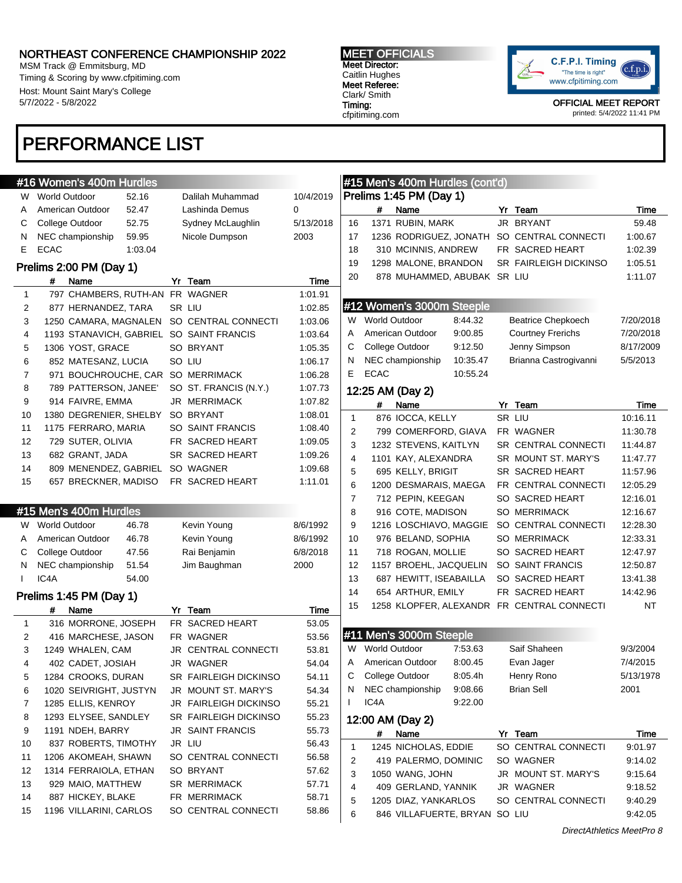NORTHEAST CONFERENCE CHAMPIONSHIP 2022
MSM Track @ Emmitsburg, MD
Timing & Scoring by www.cfpitiming.com
Host: Mount Saint Mary's College
5/7/2022 - 5/8/2022

MEET OFFICIALS
Meet Director:
Caitlin Hughes
Meet Referee:
Clark/ Smith
Timing:
cfpitiming.com

OFFICIAL MEET REPORT
printed: 5/4/2022 11:41 PM

# PERFORMANCE LIST

## #16 Women's 400m Hurdles

| | | | | |
|---|---|---|---|---|
| W | World Outdoor | 52.16 | Dalilah Muhammad | 10/4/2019 |
| A | American Outdoor | 52.47 | Lashinda Demus | 0 |
| C | College Outdoor | 52.75 | Sydney McLaughlin | 5/13/2018 |
| N | NEC championship | 59.95 | Nicole Dumpson | 2003 |
| E | ECAC | 1:03.04 | | |

### Prelims 2:00 PM (Day 1)

| | # | Name | Yr | Team | Time |
|---|---|---|---|---|---|
| 1 | 797 | CHAMBERS, RUTH-AN | FR | WAGNER | 1:01.91 |
| 2 | 877 | HERNANDEZ, TARA | SR | LIU | 1:02.85 |
| 3 | 1250 | CAMARA, MAGNALEN | SO | CENTRAL CONNECTI | 1:03.06 |
| 4 | 1193 | STANAVICH, GABRIEL | SO | SAINT FRANCIS | 1:03.64 |
| 5 | 1306 | YOST, GRACE | SO | BRYANT | 1:05.35 |
| 6 | 852 | MATESANZ, LUCIA | SO | LIU | 1:06.17 |
| 7 | 971 | BOUCHROUCHE, CAR | SO | MERRIMACK | 1:06.28 |
| 8 | 789 | PATTERSON, JANEE' | SO | ST. FRANCIS (N.Y.) | 1:07.73 |
| 9 | 914 | FAIVRE, EMMA | JR | MERRIMACK | 1:07.82 |
| 10 | 1380 | DEGRENIER, SHELBY | SO | BRYANT | 1:08.01 |
| 11 | 1175 | FERRARO, MARIA | SO | SAINT FRANCIS | 1:08.40 |
| 12 | 729 | SUTER, OLIVIA | FR | SACRED HEART | 1:09.05 |
| 13 | 682 | GRANT, JADA | SR | SACRED HEART | 1:09.26 |
| 14 | 809 | MENENDEZ, GABRIEL | SO | WAGNER | 1:09.68 |
| 15 | 657 | BRECKNER, MADISO | FR | SACRED HEART | 1:11.01 |

## #15 Men's 400m Hurdles

| | | | | |
|---|---|---|---|---|
| W | World Outdoor | 46.78 | Kevin Young | 8/6/1992 |
| A | American Outdoor | 46.78 | Kevin Young | 8/6/1992 |
| C | College Outdoor | 47.56 | Rai Benjamin | 6/8/2018 |
| N | NEC championship | 51.54 | Jim Baughman | 2000 |
| I | IC4A | 54.00 | | |

### Prelims 1:45 PM (Day 1)

| | # | Name | Yr | Team | Time |
|---|---|---|---|---|---|
| 1 | 316 | MORRONE, JOSEPH | FR | SACRED HEART | 53.05 |
| 2 | 416 | MARCHESE, JASON | FR | WAGNER | 53.56 |
| 3 | 1249 | WHALEN, CAM | JR | CENTRAL CONNECTI | 53.81 |
| 4 | 402 | CADET, JOSIAH | JR | WAGNER | 54.04 |
| 5 | 1284 | CROOKS, DURAN | SR | FAIRLEIGH DICKINSO | 54.11 |
| 6 | 1020 | SEIVRIGHT, JUSTYN | JR | MOUNT ST. MARY'S | 54.34 |
| 7 | 1285 | ELLIS, KENROY | JR | FAIRLEIGH DICKINSO | 55.21 |
| 8 | 1293 | ELYSEE, SANDLEY | SR | FAIRLEIGH DICKINSO | 55.23 |
| 9 | 1191 | NDEH, BARRY | JR | SAINT FRANCIS | 55.73 |
| 10 | 837 | ROBERTS, TIMOTHY | JR | LIU | 56.43 |
| 11 | 1206 | AKOMEAH, SHAWN | SO | CENTRAL CONNECTI | 56.58 |
| 12 | 1314 | FERRAIOLA, ETHAN | SO | BRYANT | 57.62 |
| 13 | 929 | MAIO, MATTHEW | SR | MERRIMACK | 57.71 |
| 14 | 887 | HICKEY, BLAKE | FR | MERRIMACK | 58.71 |
| 15 | 1196 | VILLARINI, CARLOS | SO | CENTRAL CONNECTI | 58.86 |
| 16 | 1371 | RUBIN, MARK | JR | BRYANT | 59.48 |
| 17 | 1236 | RODRIGUEZ, JONATH | SO | CENTRAL CONNECTI | 1:00.67 |
| 18 | 310 | MCINNIS, ANDREW | FR | SACRED HEART | 1:02.39 |
| 19 | 1298 | MALONE, BRANDON | SR | FAIRLEIGH DICKINSO | 1:05.51 |
| 20 | 878 | MUHAMMED, ABUBAK | SR | LIU | 1:11.07 |

## #12 Women's 3000m Steeple

| | | | | |
|---|---|---|---|---|
| W | World Outdoor | 8:44.32 | Beatrice Chepkoech | 7/20/2018 |
| A | American Outdoor | 9:00.85 | Courtney Frerichs | 7/20/2018 |
| C | College Outdoor | 9:12.50 | Jenny Simpson | 8/17/2009 |
| N | NEC championship | 10:35.47 | Brianna Castrogivanni | 5/5/2013 |
| E | ECAC | 10:55.24 | | |

### 12:25 AM (Day 2)

| | # | Name | Yr | Team | Time |
|---|---|---|---|---|---|
| 1 | 876 | IOCCA, KELLY | SR | LIU | 10:16.11 |
| 2 | 799 | COMERFORD, GIAVA | FR | WAGNER | 11:30.78 |
| 3 | 1232 | STEVENS, KAITLYN | SR | CENTRAL CONNECTI | 11:44.87 |
| 4 | 1101 | KAY, ALEXANDRA | SR | MOUNT ST. MARY'S | 11:47.77 |
| 5 | 695 | KELLY, BRIGIT | SR | SACRED HEART | 11:57.96 |
| 6 | 1200 | DESMARAIS, MAEGA | FR | CENTRAL CONNECTI | 12:05.29 |
| 7 | 712 | PEPIN, KEEGAN | SO | SACRED HEART | 12:16.01 |
| 8 | 916 | COTE, MADISON | SO | MERRIMACK | 12:16.67 |
| 9 | 1216 | LOSCHIAVO, MAGGIE | SO | CENTRAL CONNECTI | 12:28.30 |
| 10 | 976 | BELAND, SOPHIA | SO | MERRIMACK | 12:33.31 |
| 11 | 718 | ROGAN, MOLLIE | SO | SACRED HEART | 12:47.97 |
| 12 | 1157 | BROEHL, JACQUELIN | SO | SAINT FRANCIS | 12:50.87 |
| 13 | 687 | HEWITT, ISEABAILLA | SO | SACRED HEART | 13:41.38 |
| 14 | 654 | ARTHUR, EMILY | FR | SACRED HEART | 14:42.96 |
| 15 | 1258 | KLOPFER, ALEXANDR | FR | CENTRAL CONNECTI | NT |

## #11 Men's 3000m Steeple

| | | | | |
|---|---|---|---|---|
| W | World Outdoor | 7:53.63 | Saif Shaheen | 9/3/2004 |
| A | American Outdoor | 8:00.45 | Evan Jager | 7/4/2015 |
| C | College Outdoor | 8:05.4h | Henry Rono | 5/13/1978 |
| N | NEC championship | 9:08.66 | Brian Sell | 2001 |
| I | IC4A | 9:22.00 | | |

### 12:00 AM (Day 2)

| | # | Name | Yr | Team | Time |
|---|---|---|---|---|---|
| 1 | 1245 | NICHOLAS, EDDIE | SO | CENTRAL CONNECTI | 9:01.97 |
| 2 | 419 | PALERMO, DOMINIC | SO | WAGNER | 9:14.02 |
| 3 | 1050 | WANG, JOHN | JR | MOUNT ST. MARY'S | 9:15.64 |
| 4 | 409 | GERLAND, YANNIK | JR | WAGNER | 9:18.52 |
| 5 | 1205 | DIAZ, YANKARLOS | SO | CENTRAL CONNECTI | 9:40.29 |
| 6 | 846 | VILLAFUERTE, BRYAN | SO | LIU | 9:42.05 |

*DirectAthletics MeetPro 8*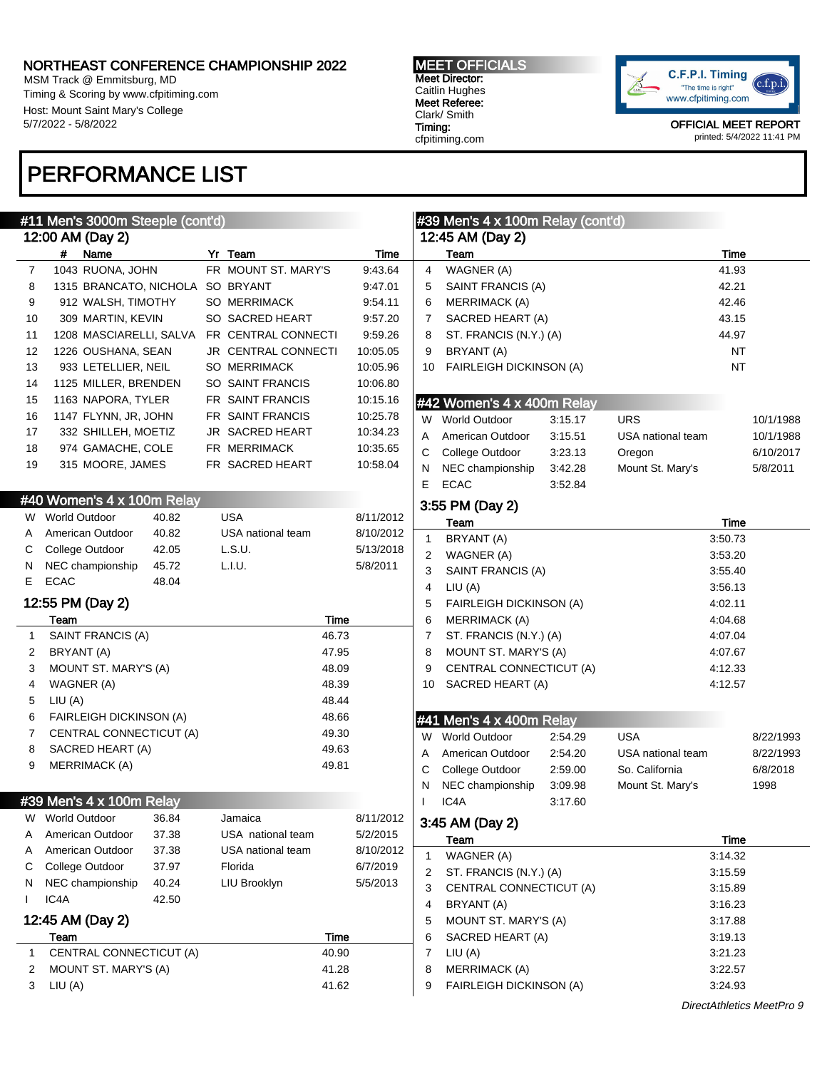# PERFORMANCE LIST

## #11 Men's 3000m Steeple (cont'd)

### 12:00 AM (Day 2)

| | # | Name | Yr | Team | Time |
|---|---|---|---|---|---|
| 7 | 1043 | RUONA, JOHN | FR | MOUNT ST. MARY'S | 9:43.64 |
| 8 | 1315 | BRANCATO, NICHOLA | SO | BRYANT | 9:47.01 |
| 9 | 912 | WALSH, TIMOTHY | SO | MERRIMACK | 9:54.11 |
| 10 | 309 | MARTIN, KEVIN | SO | SACRED HEART | 9:57.20 |
| 11 | 1208 | MASCIARELLI, SALVA | FR | CENTRAL CONNECTI | 9:59.26 |
| 12 | 1226 | OUSHANA, SEAN | JR | CENTRAL CONNECTI | 10:05.05 |
| 13 | 933 | LETELLIER, NEIL | SO | MERRIMACK | 10:05.96 |
| 14 | 1125 | MILLER, BRENDEN | SO | SAINT FRANCIS | 10:06.80 |
| 15 | 1163 | NAPORA, TYLER | FR | SAINT FRANCIS | 10:15.16 |
| 16 | 1147 | FLYNN, JR, JOHN | FR | SAINT FRANCIS | 10:25.78 |
| 17 | 332 | SHILLEH, MOETIZ | JR | SACRED HEART | 10:34.23 |
| 18 | 974 | GAMACHE, COLE | FR | MERRIMACK | 10:35.65 |
| 19 | 315 | MOORE, JAMES | FR | SACRED HEART | 10:58.04 |

## #40 Women's 4 x 100m Relay

| | | | | |
|---|---|---|---|---|
| W | World Outdoor | 40.82 | USA | 8/11/2012 |
| A | American Outdoor | 40.82 | USA national team | 8/10/2012 |
| C | College Outdoor | 42.05 | L.S.U. | 5/13/2018 |
| N | NEC championship | 45.72 | L.I.U. | 5/8/2011 |
| E | ECAC | 48.04 | | |

### 12:55 PM (Day 2)

| | Team | Time |
|---|---|---|
| 1 | SAINT FRANCIS (A) | 46.73 |
| 2 | BRYANT (A) | 47.95 |
| 3 | MOUNT ST. MARY'S (A) | 48.09 |
| 4 | WAGNER (A) | 48.39 |
| 5 | LIU (A) | 48.44 |
| 6 | FAIRLEIGH DICKINSON (A) | 48.66 |
| 7 | CENTRAL CONNECTICUT (A) | 49.30 |
| 8 | SACRED HEART (A) | 49.63 |
| 9 | MERRIMACK (A) | 49.81 |

## #39 Men's 4 x 100m Relay

| | | | | |
|---|---|---|---|---|
| W | World Outdoor | 36.84 | Jamaica | 8/11/2012 |
| A | American Outdoor | 37.38 | USA national team | 5/2/2015 |
| A | American Outdoor | 37.38 | USA national team | 8/10/2012 |
| C | College Outdoor | 37.97 | Florida | 6/7/2019 |
| N | NEC championship | 40.24 | LIU Brooklyn | 5/5/2013 |
| I | IC4A | 42.50 | | |

### 12:45 AM (Day 2)

| | Team | Time |
|---|---|---|
| 1 | CENTRAL CONNECTICUT (A) | 40.90 |
| 2 | MOUNT ST. MARY'S (A) | 41.28 |
| 3 | LIU (A) | 41.62 |
| 4 | WAGNER (A) | 41.93 |
| 5 | SAINT FRANCIS (A) | 42.21 |
| 6 | MERRIMACK (A) | 42.46 |
| 7 | SACRED HEART (A) | 43.15 |
| 8 | ST. FRANCIS (N.Y.) (A) | 44.97 |
| 9 | BRYANT (A) | NT |
| 10 | FAIRLEIGH DICKINSON (A) | NT |

## #42 Women's 4 x 400m Relay

| | | | | |
|---|---|---|---|---|
| W | World Outdoor | 3:15.17 | URS | 10/1/1988 |
| A | American Outdoor | 3:15.51 | USA national team | 10/1/1988 |
| C | College Outdoor | 3:23.13 | Oregon | 6/10/2017 |
| N | NEC championship | 3:42.28 | Mount St. Mary's | 5/8/2011 |
| E | ECAC | 3:52.84 | | |

### 3:55 PM (Day 2)

| | Team | Time |
|---|---|---|
| 1 | BRYANT (A) | 3:50.73 |
| 2 | WAGNER (A) | 3:53.20 |
| 3 | SAINT FRANCIS (A) | 3:55.40 |
| 4 | LIU (A) | 3:56.13 |
| 5 | FAIRLEIGH DICKINSON (A) | 4:02.11 |
| 6 | MERRIMACK (A) | 4:04.68 |
| 7 | ST. FRANCIS (N.Y.) (A) | 4:07.04 |
| 8 | MOUNT ST. MARY'S (A) | 4:07.67 |
| 9 | CENTRAL CONNECTICUT (A) | 4:12.33 |
| 10 | SACRED HEART (A) | 4:12.57 |

## #41 Men's 4 x 400m Relay

| | | | | |
|---|---|---|---|---|
| W | World Outdoor | 2:54.29 | USA | 8/22/1993 |
| A | American Outdoor | 2:54.20 | USA national team | 8/22/1993 |
| C | College Outdoor | 2:59.00 | So. California | 6/8/2018 |
| N | NEC championship | 3:09.98 | Mount St. Mary's | 1998 |
| I | IC4A | 3:17.60 | | |

### 3:45 AM (Day 2)

| | Team | Time |
|---|---|---|
| 1 | WAGNER (A) | 3:14.32 |
| 2 | ST. FRANCIS (N.Y.) (A) | 3:15.59 |
| 3 | CENTRAL CONNECTICUT (A) | 3:15.89 |
| 4 | BRYANT (A) | 3:16.23 |
| 5 | MOUNT ST. MARY'S (A) | 3:17.88 |
| 6 | SACRED HEART (A) | 3:19.13 |
| 7 | LIU (A) | 3:21.23 |
| 8 | MERRIMACK (A) | 3:22.57 |
| 9 | FAIRLEIGH DICKINSON (A) | 3:24.93 |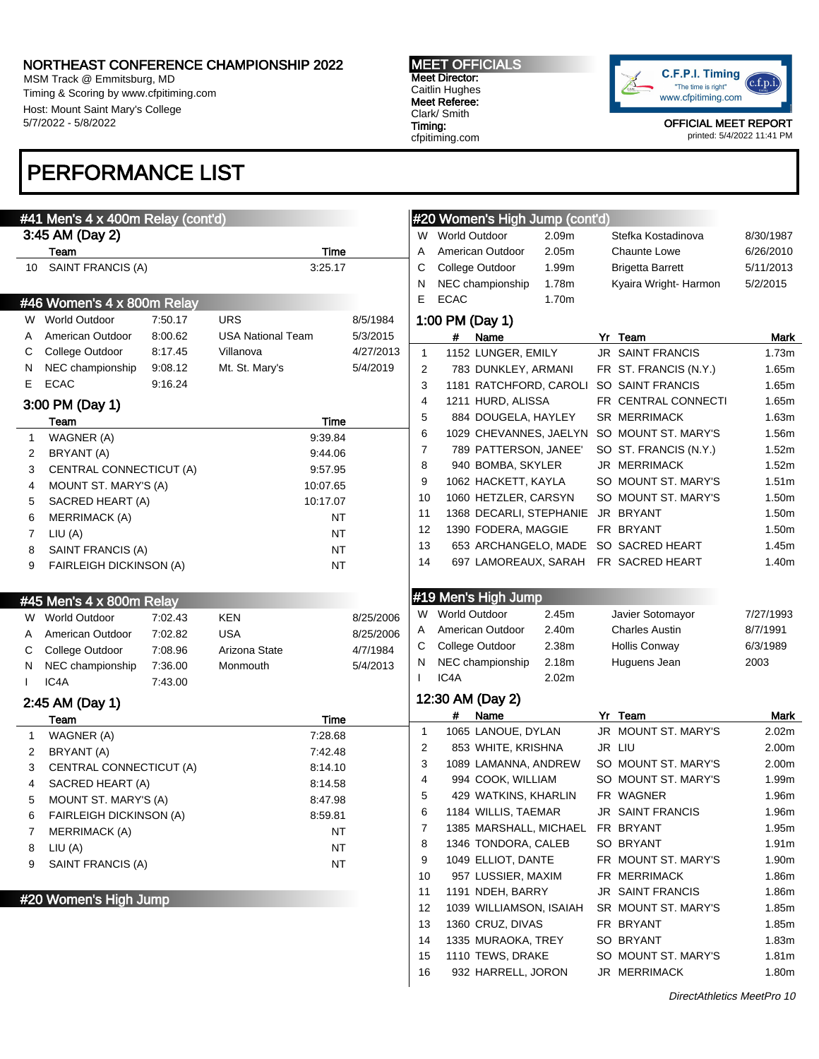# NORTHEAST CONFERENCE CHAMPIONSHIP 2022

MSM Track @ Emmitsburg, MD
Timing & Scoring by www.cfpitiming.com
Host: Mount Saint Mary's College
5/7/2022 - 5/8/2022

**MEET OFFICIALS**
**Meet Director:** Caitlin Hughes
**Meet Referee:** Clark/ Smith
**Timing:** cfpitiming.com

OFFICIAL MEET REPORT
printed: 5/4/2022 11:41 PM

## PERFORMANCE LIST

### #41 Men's 4 x 400m Relay (cont'd)

**3:45 AM (Day 2)**

| | Team | Time |
|---|---|---|
| 10 | SAINT FRANCIS (A) | 3:25.17 |

### #46 Women's 4 x 800m Relay

| | | | | |
|---|---|---|---|---|
| W | World Outdoor | 7:50.17 | URS | 8/5/1984 |
| A | American Outdoor | 8:00.62 | USA National Team | 5/3/2015 |
| C | College Outdoor | 8:17.45 | Villanova | 4/27/2013 |
| N | NEC championship | 9:08.12 | Mt. St. Mary's | 5/4/2019 |
| E | ECAC | 9:16.24 | | |

**3:00 PM (Day 1)**

| | Team | Time |
|---|---|---|
| 1 | WAGNER (A) | 9:39.84 |
| 2 | BRYANT (A) | 9:44.06 |
| 3 | CENTRAL CONNECTICUT (A) | 9:57.95 |
| 4 | MOUNT ST. MARY'S (A) | 10:07.65 |
| 5 | SACRED HEART (A) | 10:17.07 |
| 6 | MERRIMACK (A) | NT |
| 7 | LIU (A) | NT |
| 8 | SAINT FRANCIS (A) | NT |
| 9 | FAIRLEIGH DICKINSON (A) | NT |

### #45 Men's 4 x 800m Relay

| | | | | |
|---|---|---|---|---|
| W | World Outdoor | 7:02.43 | KEN | 8/25/2006 |
| A | American Outdoor | 7:02.82 | USA | 8/25/2006 |
| C | College Outdoor | 7:08.96 | Arizona State | 4/7/1984 |
| N | NEC championship | 7:36.00 | Monmouth | 5/4/2013 |
| I | IC4A | 7:43.00 | | |

**2:45 AM (Day 1)**

| | Team | Time |
|---|---|---|
| 1 | WAGNER (A) | 7:28.68 |
| 2 | BRYANT (A) | 7:42.48 |
| 3 | CENTRAL CONNECTICUT (A) | 8:14.10 |
| 4 | SACRED HEART (A) | 8:14.58 |
| 5 | MOUNT ST. MARY'S (A) | 8:47.98 |
| 6 | FAIRLEIGH DICKINSON (A) | 8:59.81 |
| 7 | MERRIMACK (A) | NT |
| 8 | LIU (A) | NT |
| 9 | SAINT FRANCIS (A) | NT |

### #20 Women's High Jump

| | | | | |
|---|---|---|---|---|
| W | World Outdoor | 2.09m | Stefka Kostadinova | 8/30/1987 |
| A | American Outdoor | 2.05m | Chaunte Lowe | 6/26/2010 |
| C | College Outdoor | 1.99m | Brigetta Barrett | 5/11/2013 |
| N | NEC championship | 1.78m | Kyaira Wright- Harmon | 5/2/2015 |
| E | ECAC | 1.70m | | |

**1:00 PM (Day 1)**

| | # | Name | Yr | Team | Mark |
|---|---|---|---|---|---|
| 1 | 1152 | LUNGER, EMILY | JR | SAINT FRANCIS | 1.73m |
| 2 | 783 | DUNKLEY, ARMANI | FR | ST. FRANCIS (N.Y.) | 1.65m |
| 3 | 1181 | RATCHFORD, CAROLI | SO | SAINT FRANCIS | 1.65m |
| 4 | 1211 | HURD, ALISSA | FR | CENTRAL CONNECTI | 1.65m |
| 5 | 884 | DOUGELA, HAYLEY | SR | MERRIMACK | 1.63m |
| 6 | 1029 | CHEVANNES, JAELYN | SO | MOUNT ST. MARY'S | 1.56m |
| 7 | 789 | PATTERSON, JANEE' | SO | ST. FRANCIS (N.Y.) | 1.52m |
| 8 | 940 | BOMBA, SKYLER | JR | MERRIMACK | 1.52m |
| 9 | 1062 | HACKETT, KAYLA | SO | MOUNT ST. MARY'S | 1.51m |
| 10 | 1060 | HETZLER, CARSYN | SO | MOUNT ST. MARY'S | 1.50m |
| 11 | 1368 | DECARLI, STEPHANIE | JR | BRYANT | 1.50m |
| 12 | 1390 | FODERA, MAGGIE | FR | BRYANT | 1.50m |
| 13 | 653 | ARCHANGELO, MADE | SO | SACRED HEART | 1.45m |
| 14 | 697 | LAMOREAUX, SARAH | FR | SACRED HEART | 1.40m |

### #19 Men's High Jump

| | | | | |
|---|---|---|---|---|
| W | World Outdoor | 2.45m | Javier Sotomayor | 7/27/1993 |
| A | American Outdoor | 2.40m | Charles Austin | 8/7/1991 |
| C | College Outdoor | 2.38m | Hollis Conway | 6/3/1989 |
| N | NEC championship | 2.18m | Huguens Jean | 2003 |
| I | IC4A | 2.02m | | |

**12:30 AM (Day 2)**

| | # | Name | Yr | Team | Mark |
|---|---|---|---|---|---|
| 1 | 1065 | LANOUE, DYLAN | JR | MOUNT ST. MARY'S | 2.02m |
| 2 | 853 | WHITE, KRISHNA | JR | LIU | 2.00m |
| 3 | 1089 | LAMANNA, ANDREW | SO | MOUNT ST. MARY'S | 2.00m |
| 4 | 994 | COOK, WILLIAM | SO | MOUNT ST. MARY'S | 1.99m |
| 5 | 429 | WATKINS, KHARLIN | FR | WAGNER | 1.96m |
| 6 | 1184 | WILLIS, TAEMAR | JR | SAINT FRANCIS | 1.96m |
| 7 | 1385 | MARSHALL, MICHAEL | FR | BRYANT | 1.95m |
| 8 | 1346 | TONDORA, CALEB | SO | BRYANT | 1.91m |
| 9 | 1049 | ELLIOT, DANTE | FR | MOUNT ST. MARY'S | 1.90m |
| 10 | 957 | LUSSIER, MAXIM | FR | MERRIMACK | 1.86m |
| 11 | 1191 | NDEH, BARRY | JR | SAINT FRANCIS | 1.86m |
| 12 | 1039 | WILLIAMSON, ISAIAH | SR | MOUNT ST. MARY'S | 1.85m |
| 13 | 1360 | CRUZ, DIVAS | FR | BRYANT | 1.85m |
| 14 | 1335 | MURAOKA, TREY | SO | BRYANT | 1.83m |
| 15 | 1110 | TEWS, DRAKE | SO | MOUNT ST. MARY'S | 1.81m |
| 16 | 932 | HARRELL, JORON | JR | MERRIMACK | 1.80m |

*DirectAthletics MeetPro 10*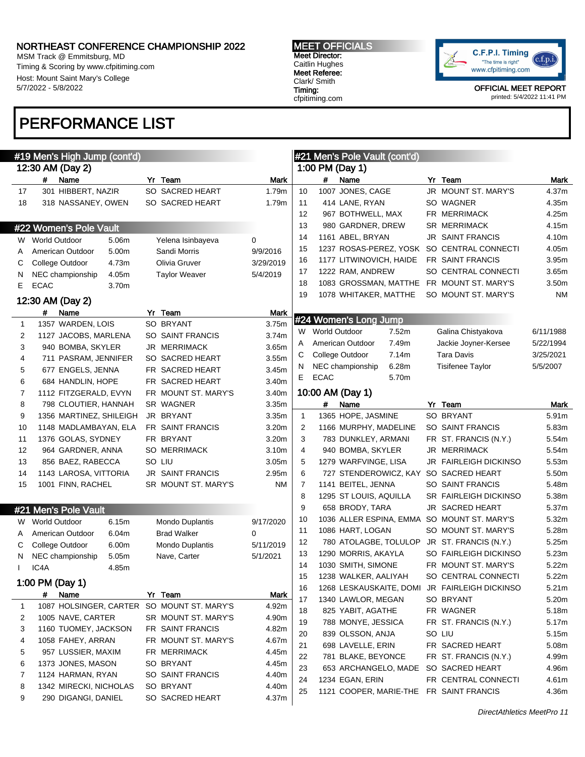# NORTHEAST CONFERENCE CHAMPIONSHIP 2022

MSM Track @ Emmitsburg, MD
Timing & Scoring by www.cfpitiming.com
Host: Mount Saint Mary's College
5/7/2022 - 5/8/2022

**MEET OFFICIALS**
**Meet Director:** Caitlin Hughes
**Meet Referee:** Clark/ Smith
**Timing:** cfpitiming.com

OFFICIAL MEET REPORT
printed: 5/4/2022 11:41 PM

## PERFORMANCE LIST

### #19 Men's High Jump (cont'd)

**12:30 AM (Day 2)**

| | # | Name | Yr | Team | Mark |
|---|---|---|---|---|---|
| 17 | 301 | HIBBERT, NAZIR | SO | SACRED HEART | 1.79m |
| 18 | 318 | NASSANEY, OWEN | SO | SACRED HEART | 1.79m |

### #22 Women's Pole Vault

| | | Mark | Name | Date |
|---|---|---|---|---|
| W | World Outdoor | 5.06m | Yelena Isinbayeva | 0 |
| A | American Outdoor | 5.00m | Sandi Morris | 9/9/2016 |
| C | College Outdoor | 4.73m | Olivia Gruver | 3/29/2019 |
| N | NEC championship | 4.05m | Taylor Weaver | 5/4/2019 |
| E | ECAC | 3.70m | | |

**12:30 AM (Day 2)**

| | # | Name | Yr | Team | Mark |
|---|---|---|---|---|---|
| 1 | 1357 | WARDEN, LOIS | SO | BRYANT | 3.75m |
| 2 | 1127 | JACOBS, MARLENA | SO | SAINT FRANCIS | 3.74m |
| 3 | 940 | BOMBA, SKYLER | JR | MERRIMACK | 3.65m |
| 4 | 711 | PASRAM, JENNIFER | SO | SACRED HEART | 3.55m |
| 5 | 677 | ENGELS, JENNA | FR | SACRED HEART | 3.45m |
| 6 | 684 | HANDLIN, HOPE | FR | SACRED HEART | 3.40m |
| 7 | 1112 | FITZGERALD, EVYN | FR | MOUNT ST. MARY'S | 3.40m |
| 8 | 798 | CLOUTIER, HANNAH | SR | WAGNER | 3.35m |
| 9 | 1356 | MARTINEZ, SHILEIGH | JR | BRYANT | 3.35m |
| 10 | 1148 | MADLAMBAYAN, ELA | FR | SAINT FRANCIS | 3.20m |
| 11 | 1376 | GOLAS, SYDNEY | FR | BRYANT | 3.20m |
| 12 | 964 | GARDNER, ANNA | SO | MERRIMACK | 3.10m |
| 13 | 856 | BAEZ, RABECCA | SO | LIU | 3.05m |
| 14 | 1143 | LAROSA, VITTORIA | JR | SAINT FRANCIS | 2.95m |
| 15 | 1001 | FINN, RACHEL | SR | MOUNT ST. MARY'S | NM |

### #21 Men's Pole Vault

| | | Mark | Name | Date |
|---|---|---|---|---|
| W | World Outdoor | 6.15m | Mondo Duplantis | 9/17/2020 |
| A | American Outdoor | 6.04m | Brad Walker | 0 |
| C | College Outdoor | 6.00m | Mondo Duplantis | 5/11/2019 |
| N | NEC championship | 5.05m | Nave, Carter | 5/1/2021 |
| I | IC4A | 4.85m | | |

**1:00 PM (Day 1)**

| | # | Name | Yr | Team | Mark |
|---|---|---|---|---|---|
| 1 | 1087 | HOLSINGER, CARTER | SO | MOUNT ST. MARY'S | 4.92m |
| 2 | 1005 | NAVE, CARTER | SR | MOUNT ST. MARY'S | 4.90m |
| 3 | 1160 | TUOMEY, JACKSON | FR | SAINT FRANCIS | 4.82m |
| 4 | 1058 | FAHEY, ARRAN | FR | MOUNT ST. MARY'S | 4.67m |
| 5 | 957 | LUSSIER, MAXIM | FR | MERRIMACK | 4.45m |
| 6 | 1373 | JONES, MASON | SO | BRYANT | 4.45m |
| 7 | 1124 | HARMAN, RYAN | SO | SAINT FRANCIS | 4.40m |
| 8 | 1342 | MIRECKI, NICHOLAS | SO | BRYANT | 4.40m |
| 9 | 290 | DIGANGI, DANIEL | SO | SACRED HEART | 4.37m |

### #21 Men's Pole Vault (cont'd)

**1:00 PM (Day 1)**

| | # | Name | Yr | Team | Mark |
|---|---|---|---|---|---|
| 10 | 1007 | JONES, CAGE | JR | MOUNT ST. MARY'S | 4.37m |
| 11 | 414 | LANE, RYAN | SO | WAGNER | 4.35m |
| 12 | 967 | BOTHWELL, MAX | FR | MERRIMACK | 4.25m |
| 13 | 980 | GARDNER, DREW | SR | MERRIMACK | 4.15m |
| 14 | 1161 | ABEL, BRYAN | JR | SAINT FRANCIS | 4.10m |
| 15 | 1237 | ROSAS-PEREZ, YOSK | SO | CENTRAL CONNECTI | 4.05m |
| 16 | 1177 | LITWINOVICH, HAIDE | FR | SAINT FRANCIS | 3.95m |
| 17 | 1222 | RAM, ANDREW | SO | CENTRAL CONNECTI | 3.65m |
| 18 | 1083 | GROSSMAN, MATTHE | FR | MOUNT ST. MARY'S | 3.50m |
| 19 | 1078 | WHITAKER, MATTHE | SO | MOUNT ST. MARY'S | NM |

### #24 Women's Long Jump

| | | Mark | Name | Date |
|---|---|---|---|---|
| W | World Outdoor | 7.52m | Galina Chistyakova | 6/11/1988 |
| A | American Outdoor | 7.49m | Jackie Joyner-Kersee | 5/22/1994 |
| C | College Outdoor | 7.14m | Tara Davis | 3/25/2021 |
| N | NEC championship | 6.28m | Tisifenee Taylor | 5/5/2007 |
| E | ECAC | 5.70m | | |

**10:00 AM (Day 1)**

| | # | Name | Yr | Team | Mark |
|---|---|---|---|---|---|
| 1 | 1365 | HOPE, JASMINE | SO | BRYANT | 5.91m |
| 2 | 1166 | MURPHY, MADELINE | SO | SAINT FRANCIS | 5.83m |
| 3 | 783 | DUNKLEY, ARMANI | FR | ST. FRANCIS (N.Y.) | 5.54m |
| 4 | 940 | BOMBA, SKYLER | JR | MERRIMACK | 5.54m |
| 5 | 1279 | WARFVINGE, LISA | JR | FAIRLEIGH DICKINSO | 5.53m |
| 6 | 727 | STENDEROWICZ, KAY | SO | SACRED HEART | 5.50m |
| 7 | 1141 | BEITEL, JENNA | SO | SAINT FRANCIS | 5.48m |
| 8 | 1295 | ST LOUIS, AQUILLA | SR | FAIRLEIGH DICKINSO | 5.38m |
| 9 | 658 | BRODY, TARA | JR | SACRED HEART | 5.37m |
| 10 | 1036 | ALLER ESPINA, EMMA | SO | MOUNT ST. MARY'S | 5.32m |
| 11 | 1086 | HART, LOGAN | SO | MOUNT ST. MARY'S | 5.28m |
| 12 | 780 | ATOLAGBE, TOLULOP | JR | ST. FRANCIS (N.Y.) | 5.25m |
| 13 | 1290 | MORRIS, AKAYLA | SO | FAIRLEIGH DICKINSO | 5.23m |
| 14 | 1030 | SMITH, SIMONE | FR | MOUNT ST. MARY'S | 5.22m |
| 15 | 1238 | WALKER, AALIYAH | SO | CENTRAL CONNECTI | 5.22m |
| 16 | 1268 | LESKAUSKAITE, DOMI | JR | FAIRLEIGH DICKINSO | 5.21m |
| 17 | 1340 | LAWLOR, MEGAN | SO | BRYANT | 5.20m |
| 18 | 825 | YABIT, AGATHE | FR | WAGNER | 5.18m |
| 19 | 788 | MONYE, JESSICA | FR | ST. FRANCIS (N.Y.) | 5.17m |
| 20 | 839 | OLSSON, ANJA | SO | LIU | 5.15m |
| 21 | 698 | LAVELLE, ERIN | FR | SACRED HEART | 5.08m |
| 22 | 781 | BLAKE, BEYONCE | FR | ST. FRANCIS (N.Y.) | 4.99m |
| 23 | 653 | ARCHANGELO, MADE | SO | SACRED HEART | 4.96m |
| 24 | 1234 | EGAN, ERIN | FR | CENTRAL CONNECTI | 4.61m |
| 25 | 1121 | COOPER, MARIE-THE | FR | SAINT FRANCIS | 4.36m |

*DirectAthletics MeetPro 11*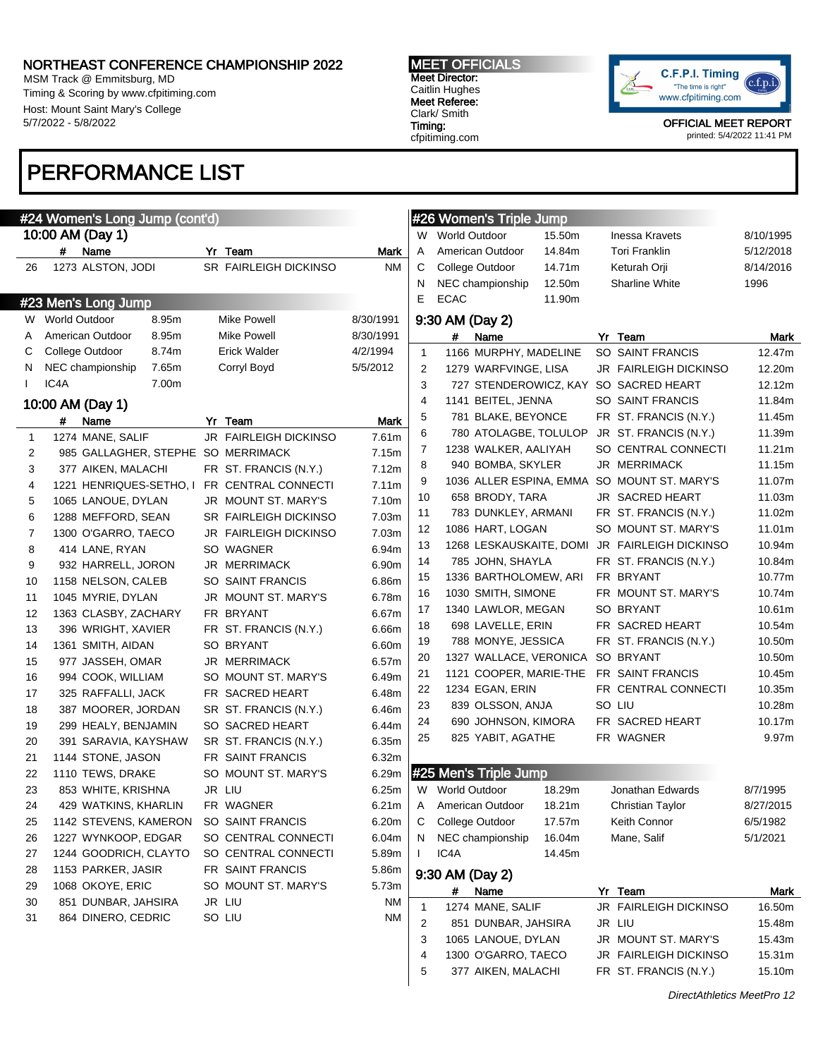# NORTHEAST CONFERENCE CHAMPIONSHIP 2022

MSM Track @ Emmitsburg, MD
Timing & Scoring by www.cfpitiming.com
Host: Mount Saint Mary's College
5/7/2022 - 5/8/2022

**MEET OFFICIALS**
Meet Director:
Caitlin Hughes
Meet Referee:
Clark/ Smith
Timing:
cfpitiming.com

C.F.P.I. Timing "The time is right" www.cfpitiming.com

OFFICIAL MEET REPORT
printed: 5/4/2022 11:41 PM

## PERFORMANCE LIST

### #24 Women's Long Jump (cont'd)

**10:00 AM (Day 1)**

| | # | Name | Yr | Team | Mark |
|---|---|---|---|---|---|
| 26 | 1273 | ALSTON, JODI | SR | FAIRLEIGH DICKINSO | NM |

### #23 Men's Long Jump

| | | | | |
|---|---|---|---|---|
| W | World Outdoor | 8.95m | Mike Powell | 8/30/1991 |
| A | American Outdoor | 8.95m | Mike Powell | 8/30/1991 |
| C | College Outdoor | 8.74m | Erick Walder | 4/2/1994 |
| N | NEC championship | 7.65m | Corryl Boyd | 5/5/2012 |
| I | IC4A | 7.00m | | |

**10:00 AM (Day 1)**

| | # | Name | Yr | Team | Mark |
|---|---|---|---|---|---|
| 1 | 1274 | MANE, SALIF | JR | FAIRLEIGH DICKINSO | 7.61m |
| 2 | 985 | GALLAGHER, STEPHE | SO | MERRIMACK | 7.15m |
| 3 | 377 | AIKEN, MALACHI | FR | ST. FRANCIS (N.Y.) | 7.12m |
| 4 | 1221 | HENRIQUES-SETHO, I | FR | CENTRAL CONNECTI | 7.11m |
| 5 | 1065 | LANOUE, DYLAN | JR | MOUNT ST. MARY'S | 7.10m |
| 6 | 1288 | MEFFORD, SEAN | SR | FAIRLEIGH DICKINSO | 7.03m |
| 7 | 1300 | O'GARRO, TAECO | JR | FAIRLEIGH DICKINSO | 7.03m |
| 8 | 414 | LANE, RYAN | SO | WAGNER | 6.94m |
| 9 | 932 | HARRELL, JORON | JR | MERRIMACK | 6.90m |
| 10 | 1158 | NELSON, CALEB | SO | SAINT FRANCIS | 6.86m |
| 11 | 1045 | MYRIE, DYLAN | JR | MOUNT ST. MARY'S | 6.78m |
| 12 | 1363 | CLASBY, ZACHARY | FR | BRYANT | 6.67m |
| 13 | 396 | WRIGHT, XAVIER | FR | ST. FRANCIS (N.Y.) | 6.66m |
| 14 | 1361 | SMITH, AIDAN | SO | BRYANT | 6.60m |
| 15 | 977 | JASSEH, OMAR | JR | MERRIMACK | 6.57m |
| 16 | 994 | COOK, WILLIAM | SO | MOUNT ST. MARY'S | 6.49m |
| 17 | 325 | RAFFALLI, JACK | FR | SACRED HEART | 6.48m |
| 18 | 387 | MOORER, JORDAN | SR | ST. FRANCIS (N.Y.) | 6.46m |
| 19 | 299 | HEALY, BENJAMIN | SO | SACRED HEART | 6.44m |
| 20 | 391 | SARAVIA, KAYSHAW | SR | ST. FRANCIS (N.Y.) | 6.35m |
| 21 | 1144 | STONE, JASON | FR | SAINT FRANCIS | 6.32m |
| 22 | 1110 | TEWS, DRAKE | SO | MOUNT ST. MARY'S | 6.29m |
| 23 | 853 | WHITE, KRISHNA | JR | LIU | 6.25m |
| 24 | 429 | WATKINS, KHARLIN | FR | WAGNER | 6.21m |
| 25 | 1142 | STEVENS, KAMERON | SO | SAINT FRANCIS | 6.20m |
| 26 | 1227 | WYNKOOP, EDGAR | SO | CENTRAL CONNECTI | 6.04m |
| 27 | 1244 | GOODRICH, CLAYTO | SO | CENTRAL CONNECTI | 5.89m |
| 28 | 1153 | PARKER, JASIR | FR | SAINT FRANCIS | 5.86m |
| 29 | 1068 | OKOYE, ERIC | SO | MOUNT ST. MARY'S | 5.73m |
| 30 | 851 | DUNBAR, JAHSIRA | JR | LIU | NM |
| 31 | 864 | DINERO, CEDRIC | SO | LIU | NM |

### #26 Women's Triple Jump

| | | | | |
|---|---|---|---|---|
| W | World Outdoor | 15.50m | Inessa Kravets | 8/10/1995 |
| A | American Outdoor | 14.84m | Tori Franklin | 5/12/2018 |
| C | College Outdoor | 14.71m | Keturah Orji | 8/14/2016 |
| N | NEC championship | 12.50m | Sharline White | 1996 |
| E | ECAC | 11.90m | | |

**9:30 AM (Day 2)**

| | # | Name | Yr | Team | Mark |
|---|---|---|---|---|---|
| 1 | 1166 | MURPHY, MADELINE | SO | SAINT FRANCIS | 12.47m |
| 2 | 1279 | WARFVINGE, LISA | JR | FAIRLEIGH DICKINSO | 12.20m |
| 3 | 727 | STENDEROWICZ, KAY | SO | SACRED HEART | 12.12m |
| 4 | 1141 | BEITEL, JENNA | SO | SAINT FRANCIS | 11.84m |
| 5 | 781 | BLAKE, BEYONCE | FR | ST. FRANCIS (N.Y.) | 11.45m |
| 6 | 780 | ATOLAGBE, TOLULOP | JR | ST. FRANCIS (N.Y.) | 11.39m |
| 7 | 1238 | WALKER, AALIYAH | SO | CENTRAL CONNECTI | 11.21m |
| 8 | 940 | BOMBA, SKYLER | JR | MERRIMACK | 11.15m |
| 9 | 1036 | ALLER ESPINA, EMMA | SO | MOUNT ST. MARY'S | 11.07m |
| 10 | 658 | BRODY, TARA | JR | SACRED HEART | 11.03m |
| 11 | 783 | DUNKLEY, ARMANI | FR | ST. FRANCIS (N.Y.) | 11.02m |
| 12 | 1086 | HART, LOGAN | SO | MOUNT ST. MARY'S | 11.01m |
| 13 | 1268 | LESKAUSKAITE, DOMI | JR | FAIRLEIGH DICKINSO | 10.94m |
| 14 | 785 | JOHN, SHAYLA | FR | ST. FRANCIS (N.Y.) | 10.84m |
| 15 | 1336 | BARTHOLOMEW, ARI | FR | BRYANT | 10.77m |
| 16 | 1030 | SMITH, SIMONE | FR | MOUNT ST. MARY'S | 10.74m |
| 17 | 1340 | LAWLOR, MEGAN | SO | BRYANT | 10.61m |
| 18 | 698 | LAVELLE, ERIN | FR | SACRED HEART | 10.54m |
| 19 | 788 | MONYE, JESSICA | FR | ST. FRANCIS (N.Y.) | 10.50m |
| 20 | 1327 | WALLACE, VERONICA | SO | BRYANT | 10.50m |
| 21 | 1121 | COOPER, MARIE-THE | FR | SAINT FRANCIS | 10.45m |
| 22 | 1234 | EGAN, ERIN | FR | CENTRAL CONNECTI | 10.35m |
| 23 | 839 | OLSSON, ANJA | SO | LIU | 10.28m |
| 24 | 690 | JOHNSON, KIMORA | FR | SACRED HEART | 10.17m |
| 25 | 825 | YABIT, AGATHE | FR | WAGNER | 9.97m |

### #25 Men's Triple Jump

| | | | | |
|---|---|---|---|---|
| W | World Outdoor | 18.29m | Jonathan Edwards | 8/7/1995 |
| A | American Outdoor | 18.21m | Christian Taylor | 8/27/2015 |
| C | College Outdoor | 17.57m | Keith Connor | 6/5/1982 |
| N | NEC championship | 16.04m | Mane, Salif | 5/1/2021 |
| I | IC4A | 14.45m | | |

**9:30 AM (Day 2)**

| | # | Name | Yr | Team | Mark |
|---|---|---|---|---|---|
| 1 | 1274 | MANE, SALIF | JR | FAIRLEIGH DICKINSO | 16.50m |
| 2 | 851 | DUNBAR, JAHSIRA | JR | LIU | 15.48m |
| 3 | 1065 | LANOUE, DYLAN | JR | MOUNT ST. MARY'S | 15.43m |
| 4 | 1300 | O'GARRO, TAECO | JR | FAIRLEIGH DICKINSO | 15.31m |
| 5 | 377 | AIKEN, MALACHI | FR | ST. FRANCIS (N.Y.) | 15.10m |

*DirectAthletics MeetPro 12*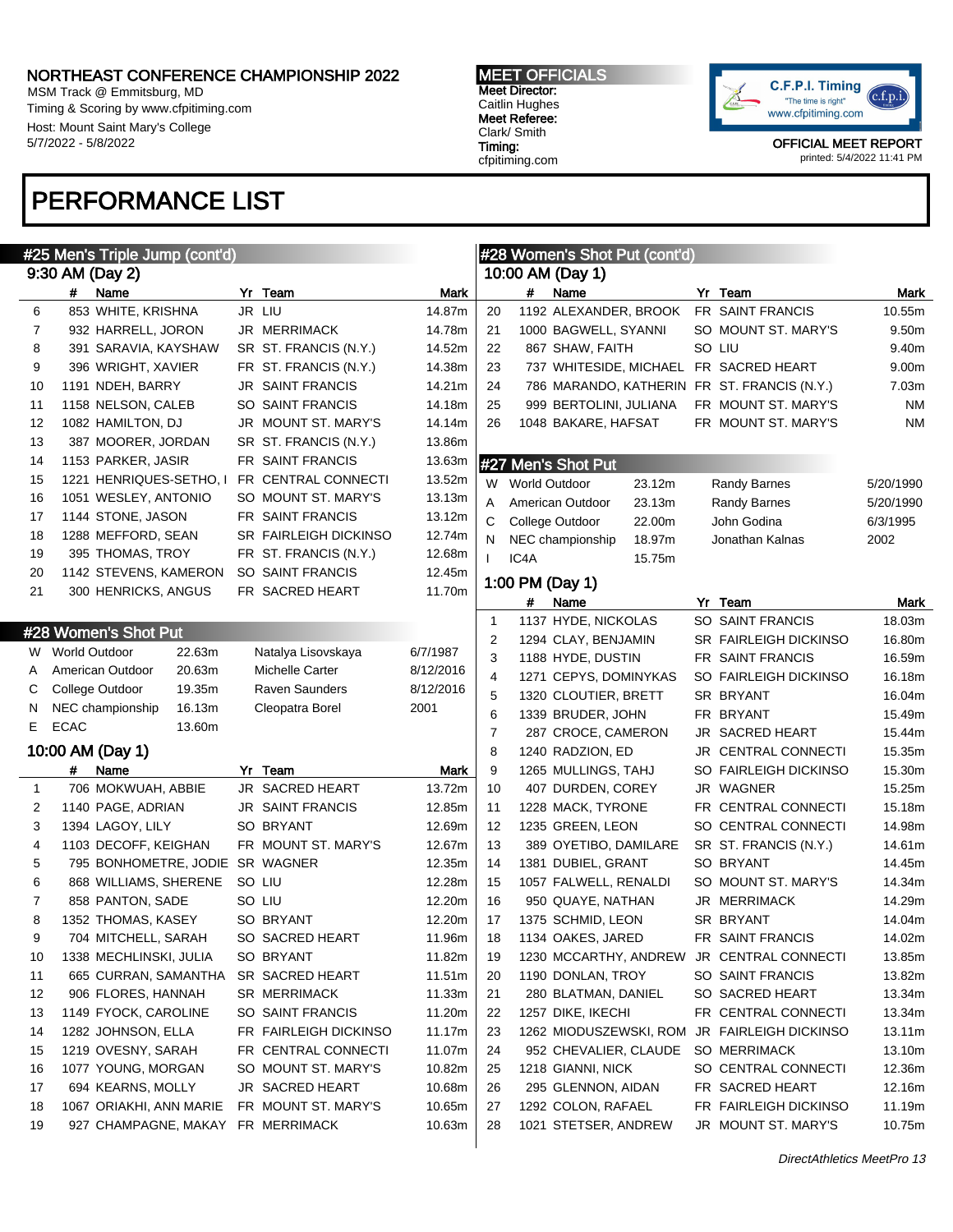# NORTHEAST CONFERENCE CHAMPIONSHIP 2022

MSM Track @ Emmitsburg, MD
Timing & Scoring by www.cfpitiming.com
Host: Mount Saint Mary's College
5/7/2022 - 5/8/2022

**MEET OFFICIALS**
Meet Director:
Caitlin Hughes
Meet Referee:
Clark/ Smith
Timing:
cfpitiming.com

OFFICIAL MEET REPORT
printed: 5/4/2022 11:41 PM

# PERFORMANCE LIST

## #25 Men's Triple Jump (cont'd)

### 9:30 AM (Day 2)

| | # | Name | Yr | Team | Mark |
|---|---|---|---|---|---|
| 6 | 853 | WHITE, KRISHNA | JR | LIU | 14.87m |
| 7 | 932 | HARRELL, JORON | JR | MERRIMACK | 14.78m |
| 8 | 391 | SARAVIA, KAYSHAW | SR | ST. FRANCIS (N.Y.) | 14.52m |
| 9 | 396 | WRIGHT, XAVIER | FR | ST. FRANCIS (N.Y.) | 14.38m |
| 10 | 1191 | NDEH, BARRY | JR | SAINT FRANCIS | 14.21m |
| 11 | 1158 | NELSON, CALEB | SO | SAINT FRANCIS | 14.18m |
| 12 | 1082 | HAMILTON, DJ | JR | MOUNT ST. MARY'S | 14.14m |
| 13 | 387 | MOORER, JORDAN | SR | ST. FRANCIS (N.Y.) | 13.86m |
| 14 | 1153 | PARKER, JASIR | FR | SAINT FRANCIS | 13.63m |
| 15 | 1221 | HENRIQUES-SETHO, I | FR | CENTRAL CONNECTI | 13.52m |
| 16 | 1051 | WESLEY, ANTONIO | SO | MOUNT ST. MARY'S | 13.13m |
| 17 | 1144 | STONE, JASON | FR | SAINT FRANCIS | 13.12m |
| 18 | 1288 | MEFFORD, SEAN | SR | FAIRLEIGH DICKINSO | 12.74m |
| 19 | 395 | THOMAS, TROY | FR | ST. FRANCIS (N.Y.) | 12.68m |
| 20 | 1142 | STEVENS, KAMERON | SO | SAINT FRANCIS | 12.45m |
| 21 | 300 | HENRICKS, ANGUS | FR | SACRED HEART | 11.70m |

## #28 Women's Shot Put

| | | Mark | Holder | Date |
|---|---|---|---|---|
| W | World Outdoor | 22.63m | Natalya Lisovskaya | 6/7/1987 |
| A | American Outdoor | 20.63m | Michelle Carter | 8/12/2016 |
| C | College Outdoor | 19.35m | Raven Saunders | 8/12/2016 |
| N | NEC championship | 16.13m | Cleopatra Borel | 2001 |
| E | ECAC | 13.60m | | |

### 10:00 AM (Day 1)

| | # | Name | Yr | Team | Mark |
|---|---|---|---|---|---|
| 1 | 706 | MOKWUAH, ABBIE | JR | SACRED HEART | 13.72m |
| 2 | 1140 | PAGE, ADRIAN | JR | SAINT FRANCIS | 12.85m |
| 3 | 1394 | LAGOY, LILY | SO | BRYANT | 12.69m |
| 4 | 1103 | DECOFF, KEIGHAN | FR | MOUNT ST. MARY'S | 12.67m |
| 5 | 795 | BONHOMETRE, JODIE | SR | WAGNER | 12.35m |
| 6 | 868 | WILLIAMS, SHERENE | SO | LIU | 12.28m |
| 7 | 858 | PANTON, SADE | SO | LIU | 12.20m |
| 8 | 1352 | THOMAS, KASEY | SO | BRYANT | 12.20m |
| 9 | 704 | MITCHELL, SARAH | SO | SACRED HEART | 11.96m |
| 10 | 1338 | MECHLINSKI, JULIA | SO | BRYANT | 11.82m |
| 11 | 665 | CURRAN, SAMANTHA | SR | SACRED HEART | 11.51m |
| 12 | 906 | FLORES, HANNAH | SR | MERRIMACK | 11.33m |
| 13 | 1149 | FYOCK, CAROLINE | SO | SAINT FRANCIS | 11.20m |
| 14 | 1282 | JOHNSON, ELLA | FR | FAIRLEIGH DICKINSO | 11.17m |
| 15 | 1219 | OVESNY, SARAH | FR | CENTRAL CONNECTI | 11.07m |
| 16 | 1077 | YOUNG, MORGAN | SO | MOUNT ST. MARY'S | 10.82m |
| 17 | 694 | KEARNS, MOLLY | JR | SACRED HEART | 10.68m |
| 18 | 1067 | ORIAKHI, ANN MARIE | FR | MOUNT ST. MARY'S | 10.65m |
| 19 | 927 | CHAMPAGNE, MAKAY | FR | MERRIMACK | 10.63m |

## #28 Women's Shot Put (cont'd)

### 10:00 AM (Day 1)

| | # | Name | Yr | Team | Mark |
|---|---|---|---|---|---|
| 20 | 1192 | ALEXANDER, BROOK | FR | SAINT FRANCIS | 10.55m |
| 21 | 1000 | BAGWELL, SYANNI | SO | MOUNT ST. MARY'S | 9.50m |
| 22 | 867 | SHAW, FAITH | SO | LIU | 9.40m |
| 23 | 737 | WHITESIDE, MICHAEL | FR | SACRED HEART | 9.00m |
| 24 | 786 | MARANDO, KATHERIN | FR | ST. FRANCIS (N.Y.) | 7.03m |
| 25 | 999 | BERTOLINI, JULIANA | FR | MOUNT ST. MARY'S | NM |
| 26 | 1048 | BAKARE, HAFSAT | FR | MOUNT ST. MARY'S | NM |

## #27 Men's Shot Put

| | | Mark | Holder | Date |
|---|---|---|---|---|
| W | World Outdoor | 23.12m | Randy Barnes | 5/20/1990 |
| A | American Outdoor | 23.13m | Randy Barnes | 5/20/1990 |
| C | College Outdoor | 22.00m | John Godina | 6/3/1995 |
| N | NEC championship | 18.97m | Jonathan Kalnas | 2002 |
| I | IC4A | 15.75m | | |

### 1:00 PM (Day 1)

| | # | Name | Yr | Team | Mark |
|---|---|---|---|---|---|
| 1 | 1137 | HYDE, NICKOLAS | SO | SAINT FRANCIS | 18.03m |
| 2 | 1294 | CLAY, BENJAMIN | SR | FAIRLEIGH DICKINSO | 16.80m |
| 3 | 1188 | HYDE, DUSTIN | FR | SAINT FRANCIS | 16.59m |
| 4 | 1271 | CEPYS, DOMINYKAS | SO | FAIRLEIGH DICKINSO | 16.18m |
| 5 | 1320 | CLOUTIER, BRETT | SR | BRYANT | 16.04m |
| 6 | 1339 | BRUDER, JOHN | FR | BRYANT | 15.49m |
| 7 | 287 | CROCE, CAMERON | JR | SACRED HEART | 15.44m |
| 8 | 1240 | RADZION, ED | JR | CENTRAL CONNECTI | 15.35m |
| 9 | 1265 | MULLINGS, TAHJ | SO | FAIRLEIGH DICKINSO | 15.30m |
| 10 | 407 | DURDEN, COREY | JR | WAGNER | 15.25m |
| 11 | 1228 | MACK, TYRONE | FR | CENTRAL CONNECTI | 15.18m |
| 12 | 1235 | GREEN, LEON | SO | CENTRAL CONNECTI | 14.98m |
| 13 | 389 | OYETIBO, DAMILARE | SR | ST. FRANCIS (N.Y.) | 14.61m |
| 14 | 1381 | DUBIEL, GRANT | SO | BRYANT | 14.45m |
| 15 | 1057 | FALWELL, RENALDI | SO | MOUNT ST. MARY'S | 14.34m |
| 16 | 950 | QUAYE, NATHAN | JR | MERRIMACK | 14.29m |
| 17 | 1375 | SCHMID, LEON | SR | BRYANT | 14.04m |
| 18 | 1134 | OAKES, JARED | FR | SAINT FRANCIS | 14.02m |
| 19 | 1230 | MCCARTHY, ANDREW | JR | CENTRAL CONNECTI | 13.85m |
| 20 | 1190 | DONLAN, TROY | SO | SAINT FRANCIS | 13.82m |
| 21 | 280 | BLATMAN, DANIEL | SO | SACRED HEART | 13.34m |
| 22 | 1257 | DIKE, IKECHI | FR | CENTRAL CONNECTI | 13.34m |
| 23 | 1262 | MIODUSZEWSKI, ROM | JR | FAIRLEIGH DICKINSO | 13.11m |
| 24 | 952 | CHEVALIER, CLAUDE | SO | MERRIMACK | 13.10m |
| 25 | 1218 | GIANNI, NICK | SO | CENTRAL CONNECTI | 12.36m |
| 26 | 295 | GLENNON, AIDAN | FR | SACRED HEART | 12.16m |
| 27 | 1292 | COLON, RAFAEL | FR | FAIRLEIGH DICKINSO | 11.19m |
| 28 | 1021 | STETSER, ANDREW | JR | MOUNT ST. MARY'S | 10.75m |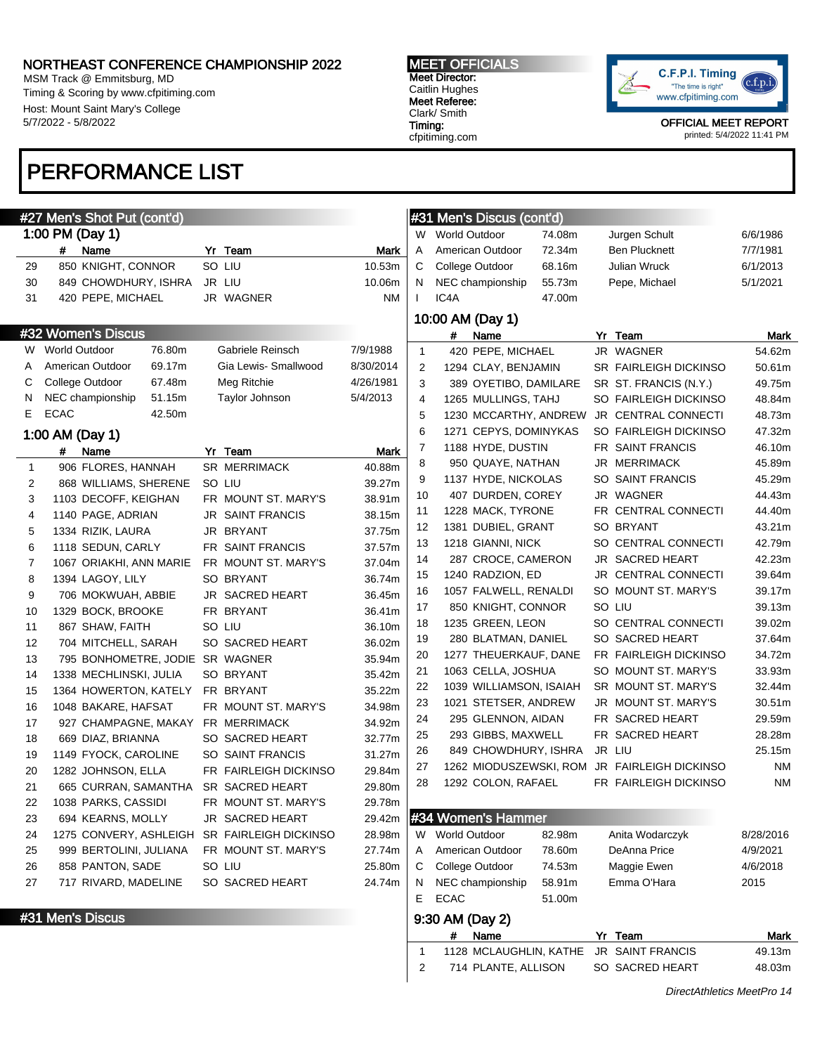NORTHEAST CONFERENCE CHAMPIONSHIP 2022
MSM Track @ Emmitsburg, MD
Timing & Scoring by www.cfpitiming.com
Host: Mount Saint Mary's College
5/7/2022 - 5/8/2022

**MEET OFFICIALS**
Meet Director:
Caitlin Hughes
Meet Referee:
Clark/ Smith
Timing:
cfpitiming.com

OFFICIAL MEET REPORT
printed: 5/4/2022 11:41 PM

# PERFORMANCE LIST

## #27 Men's Shot Put (cont'd)

### 1:00 PM (Day 1)

| | # | Name | Yr | Team | Mark |
|---|---|---|---|---|---|
| 29 | 850 | KNIGHT, CONNOR | SO | LIU | 10.53m |
| 30 | 849 | CHOWDHURY, ISHRA | JR | LIU | 10.06m |
| 31 | 420 | PEPE, MICHAEL | JR | WAGNER | NM |

## #32 Women's Discus

| | Record | Mark | Holder | Date |
|---|---|---|---|---|
| W | World Outdoor | 76.80m | Gabriele Reinsch | 7/9/1988 |
| A | American Outdoor | 69.17m | Gia Lewis- Smallwood | 8/30/2014 |
| C | College Outdoor | 67.48m | Meg Ritchie | 4/26/1981 |
| N | NEC championship | 51.15m | Taylor Johnson | 5/4/2013 |
| E | ECAC | 42.50m | | |

### 1:00 AM (Day 1)

| | # | Name | Yr | Team | Mark |
|---|---|---|---|---|---|
| 1 | 906 | FLORES, HANNAH | SR | MERRIMACK | 40.88m |
| 2 | 868 | WILLIAMS, SHERENE | SO | LIU | 39.27m |
| 3 | 1103 | DECOFF, KEIGHAN | FR | MOUNT ST. MARY'S | 38.91m |
| 4 | 1140 | PAGE, ADRIAN | JR | SAINT FRANCIS | 38.15m |
| 5 | 1334 | RIZIK, LAURA | JR | BRYANT | 37.75m |
| 6 | 1118 | SEDUN, CARLY | FR | SAINT FRANCIS | 37.57m |
| 7 | 1067 | ORIAKHI, ANN MARIE | FR | MOUNT ST. MARY'S | 37.04m |
| 8 | 1394 | LAGOY, LILY | SO | BRYANT | 36.74m |
| 9 | 706 | MOKWUAH, ABBIE | JR | SACRED HEART | 36.45m |
| 10 | 1329 | BOCK, BROOKE | FR | BRYANT | 36.41m |
| 11 | 867 | SHAW, FAITH | SO | LIU | 36.10m |
| 12 | 704 | MITCHELL, SARAH | SO | SACRED HEART | 36.02m |
| 13 | 795 | BONHOMETRE, JODIE | SR | WAGNER | 35.94m |
| 14 | 1338 | MECHLINSKI, JULIA | SO | BRYANT | 35.42m |
| 15 | 1364 | HOWERTON, KATELY | FR | BRYANT | 35.22m |
| 16 | 1048 | BAKARE, HAFSAT | FR | MOUNT ST. MARY'S | 34.98m |
| 17 | 927 | CHAMPAGNE, MAKAY | FR | MERRIMACK | 34.92m |
| 18 | 669 | DIAZ, BRIANNA | SO | SACRED HEART | 32.77m |
| 19 | 1149 | FYOCK, CAROLINE | SO | SAINT FRANCIS | 31.27m |
| 20 | 1282 | JOHNSON, ELLA | FR | FAIRLEIGH DICKINSO | 29.84m |
| 21 | 665 | CURRAN, SAMANTHA | SR | SACRED HEART | 29.80m |
| 22 | 1038 | PARKS, CASSIDI | FR | MOUNT ST. MARY'S | 29.78m |
| 23 | 694 | KEARNS, MOLLY | JR | SACRED HEART | 29.42m |
| 24 | 1275 | CONVERY, ASHLEIGH | SR | FAIRLEIGH DICKINSO | 28.98m |
| 25 | 999 | BERTOLINI, JULIANA | FR | MOUNT ST. MARY'S | 27.74m |
| 26 | 858 | PANTON, SADE | SO | LIU | 25.80m |
| 27 | 717 | RIVARD, MADELINE | SO | SACRED HEART | 24.74m |

## #31 Men's Discus

| | Record | Mark | Holder | Date |
|---|---|---|---|---|
| W | World Outdoor | 74.08m | Jurgen Schult | 6/6/1986 |
| A | American Outdoor | 72.34m | Ben Plucknett | 7/7/1981 |
| C | College Outdoor | 68.16m | Julian Wruck | 6/1/2013 |
| N | NEC championship | 55.73m | Pepe, Michael | 5/1/2021 |
| I | IC4A | 47.00m | | |

### 10:00 AM (Day 1)

| | # | Name | Yr | Team | Mark |
|---|---|---|---|---|---|
| 1 | 420 | PEPE, MICHAEL | JR | WAGNER | 54.62m |
| 2 | 1294 | CLAY, BENJAMIN | SR | FAIRLEIGH DICKINSO | 50.61m |
| 3 | 389 | OYETIBO, DAMILARE | SR | ST. FRANCIS (N.Y.) | 49.75m |
| 4 | 1265 | MULLINGS, TAHJ | SO | FAIRLEIGH DICKINSO | 48.84m |
| 5 | 1230 | MCCARTHY, ANDREW | JR | CENTRAL CONNECTI | 48.73m |
| 6 | 1271 | CEPYS, DOMINYKAS | SO | FAIRLEIGH DICKINSO | 47.32m |
| 7 | 1188 | HYDE, DUSTIN | FR | SAINT FRANCIS | 46.10m |
| 8 | 950 | QUAYE, NATHAN | JR | MERRIMACK | 45.89m |
| 9 | 1137 | HYDE, NICKOLAS | SO | SAINT FRANCIS | 45.29m |
| 10 | 407 | DURDEN, COREY | JR | WAGNER | 44.43m |
| 11 | 1228 | MACK, TYRONE | FR | CENTRAL CONNECTI | 44.40m |
| 12 | 1381 | DUBIEL, GRANT | SO | BRYANT | 43.21m |
| 13 | 1218 | GIANNI, NICK | SO | CENTRAL CONNECTI | 42.79m |
| 14 | 287 | CROCE, CAMERON | JR | SACRED HEART | 42.23m |
| 15 | 1240 | RADZION, ED | JR | CENTRAL CONNECTI | 39.64m |
| 16 | 1057 | FALWELL, RENALDI | SO | MOUNT ST. MARY'S | 39.17m |
| 17 | 850 | KNIGHT, CONNOR | SO | LIU | 39.13m |
| 18 | 1235 | GREEN, LEON | SO | CENTRAL CONNECTI | 39.02m |
| 19 | 280 | BLATMAN, DANIEL | SO | SACRED HEART | 37.64m |
| 20 | 1277 | THEUERKAUF, DANE | FR | FAIRLEIGH DICKINSO | 34.72m |
| 21 | 1063 | CELLA, JOSHUA | SO | MOUNT ST. MARY'S | 33.93m |
| 22 | 1039 | WILLIAMSON, ISAIAH | SR | MOUNT ST. MARY'S | 32.44m |
| 23 | 1021 | STETSER, ANDREW | JR | MOUNT ST. MARY'S | 30.51m |
| 24 | 295 | GLENNON, AIDAN | FR | SACRED HEART | 29.59m |
| 25 | 293 | GIBBS, MAXWELL | FR | SACRED HEART | 28.28m |
| 26 | 849 | CHOWDHURY, ISHRA | JR | LIU | 25.15m |
| 27 | 1262 | MIODUSZEWSKI, ROM | JR | FAIRLEIGH DICKINSO | NM |
| 28 | 1292 | COLON, RAFAEL | FR | FAIRLEIGH DICKINSO | NM |

## #34 Women's Hammer

| | Record | Mark | Holder | Date |
|---|---|---|---|---|
| W | World Outdoor | 82.98m | Anita Wodarczyk | 8/28/2016 |
| A | American Outdoor | 78.60m | DeAnna Price | 4/9/2021 |
| C | College Outdoor | 74.53m | Maggie Ewen | 4/6/2018 |
| N | NEC championship | 58.91m | Emma O'Hara | 2015 |
| E | ECAC | 51.00m | | |

### 9:30 AM (Day 2)

| | # | Name | Yr | Team | Mark |
|---|---|---|---|---|---|
| 1 | 1128 | MCLAUGHLIN, KATHE | JR | SAINT FRANCIS | 49.13m |
| 2 | 714 | PLANTE, ALLISON | SO | SACRED HEART | 48.03m |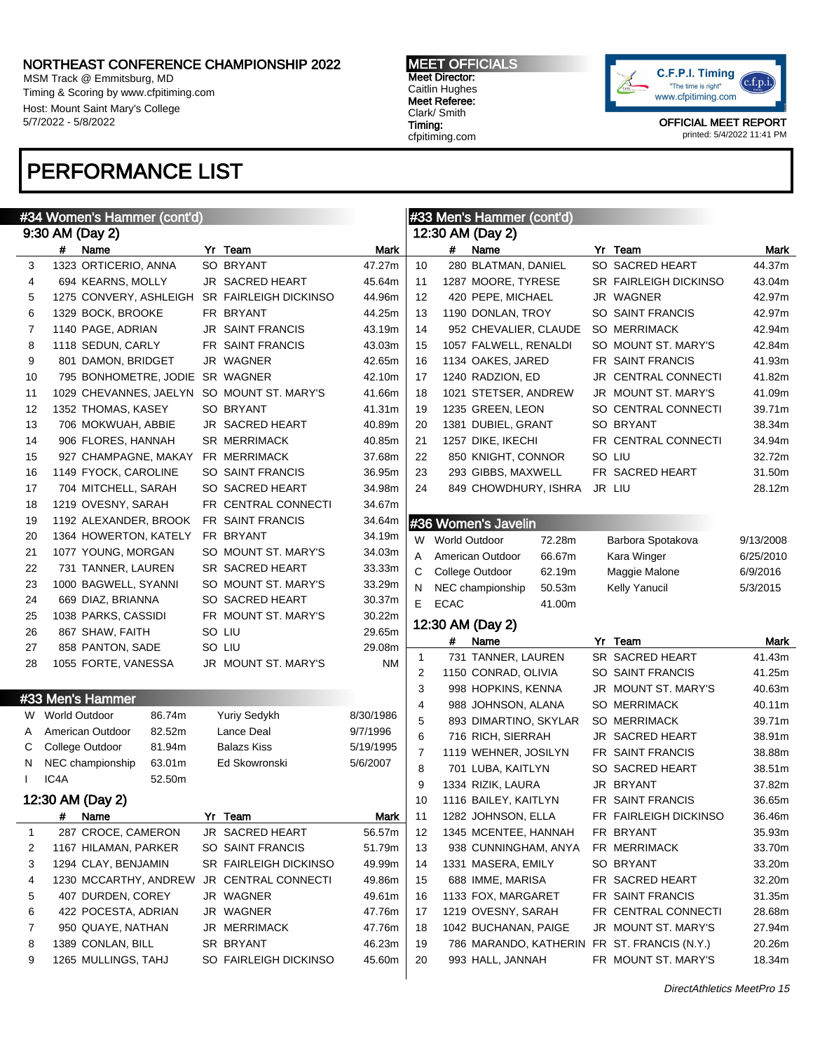# NORTHEAST CONFERENCE CHAMPIONSHIP 2022

MSM Track @ Emmitsburg, MD
Timing & Scoring by www.cfpitiming.com
Host: Mount Saint Mary's College
5/7/2022 - 5/8/2022

**MEET OFFICIALS**
Meet Director:
Caitlin Hughes
Meet Referee:
Clark/ Smith
Timing:
cfpitiming.com

OFFICIAL MEET REPORT
printed: 5/4/2022 11:41 PM

# PERFORMANCE LIST

## #34 Women's Hammer (cont'd)

### 9:30 AM (Day 2)

| | # | Name | Yr | Team | Mark |
|---|---|---|---|---|---|
| 3 | 1323 | ORTICERIO, ANNA | SO | BRYANT | 47.27m |
| 4 | 694 | KEARNS, MOLLY | JR | SACRED HEART | 45.64m |
| 5 | 1275 | CONVERY, ASHLEIGH | SR | FAIRLEIGH DICKINSO | 44.96m |
| 6 | 1329 | BOCK, BROOKE | FR | BRYANT | 44.25m |
| 7 | 1140 | PAGE, ADRIAN | JR | SAINT FRANCIS | 43.19m |
| 8 | 1118 | SEDUN, CARLY | FR | SAINT FRANCIS | 43.03m |
| 9 | 801 | DAMON, BRIDGET | JR | WAGNER | 42.65m |
| 10 | 795 | BONHOMETRE, JODIE | SR | WAGNER | 42.10m |
| 11 | 1029 | CHEVANNES, JAELYN | SO | MOUNT ST. MARY'S | 41.66m |
| 12 | 1352 | THOMAS, KASEY | SO | BRYANT | 41.31m |
| 13 | 706 | MOKWUAH, ABBIE | JR | SACRED HEART | 40.89m |
| 14 | 906 | FLORES, HANNAH | SR | MERRIMACK | 40.85m |
| 15 | 927 | CHAMPAGNE, MAKAY | FR | MERRIMACK | 37.68m |
| 16 | 1149 | FYOCK, CAROLINE | SO | SAINT FRANCIS | 36.95m |
| 17 | 704 | MITCHELL, SARAH | SO | SACRED HEART | 34.98m |
| 18 | 1219 | OVESNY, SARAH | FR | CENTRAL CONNECTI | 34.67m |
| 19 | 1192 | ALEXANDER, BROOK | FR | SAINT FRANCIS | 34.64m |
| 20 | 1364 | HOWERTON, KATELY | FR | BRYANT | 34.19m |
| 21 | 1077 | YOUNG, MORGAN | SO | MOUNT ST. MARY'S | 34.03m |
| 22 | 731 | TANNER, LAUREN | SR | SACRED HEART | 33.33m |
| 23 | 1000 | BAGWELL, SYANNI | SO | MOUNT ST. MARY'S | 33.29m |
| 24 | 669 | DIAZ, BRIANNA | SO | SACRED HEART | 30.37m |
| 25 | 1038 | PARKS, CASSIDI | FR | MOUNT ST. MARY'S | 30.22m |
| 26 | 867 | SHAW, FAITH | SO | LIU | 29.65m |
| 27 | 858 | PANTON, SADE | SO | LIU | 29.08m |
| 28 | 1055 | FORTE, VANESSA | JR | MOUNT ST. MARY'S | NM |

## #33 Men's Hammer

| | Record | Mark | Holder | Date |
|---|---|---|---|---|
| W | World Outdoor | 86.74m | Yuriy Sedykh | 8/30/1986 |
| A | American Outdoor | 82.52m | Lance Deal | 9/7/1996 |
| C | College Outdoor | 81.94m | Balazs Kiss | 5/19/1995 |
| N | NEC championship | 63.01m | Ed Skowronski | 5/6/2007 |
| I | IC4A | 52.50m | | |

### 12:30 AM (Day 2)

| | # | Name | Yr | Team | Mark |
|---|---|---|---|---|---|
| 1 | 287 | CROCE, CAMERON | JR | SACRED HEART | 56.57m |
| 2 | 1167 | HILAMAN, PARKER | SO | SAINT FRANCIS | 51.79m |
| 3 | 1294 | CLAY, BENJAMIN | SR | FAIRLEIGH DICKINSO | 49.99m |
| 4 | 1230 | MCCARTHY, ANDREW | JR | CENTRAL CONNECTI | 49.86m |
| 5 | 407 | DURDEN, COREY | JR | WAGNER | 49.61m |
| 6 | 422 | POCESTA, ADRIAN | JR | WAGNER | 47.76m |
| 7 | 950 | QUAYE, NATHAN | JR | MERRIMACK | 47.76m |
| 8 | 1389 | CONLAN, BILL | SR | BRYANT | 46.23m |
| 9 | 1265 | MULLINGS, TAHJ | SO | FAIRLEIGH DICKINSO | 45.60m |
| 10 | 280 | BLATMAN, DANIEL | SO | SACRED HEART | 44.37m |
| 11 | 1287 | MOORE, TYRESE | SR | FAIRLEIGH DICKINSO | 43.04m |
| 12 | 420 | PEPE, MICHAEL | JR | WAGNER | 42.97m |
| 13 | 1190 | DONLAN, TROY | SO | SAINT FRANCIS | 42.97m |
| 14 | 952 | CHEVALIER, CLAUDE | SO | MERRIMACK | 42.94m |
| 15 | 1057 | FALWELL, RENALDI | SO | MOUNT ST. MARY'S | 42.84m |
| 16 | 1134 | OAKES, JARED | FR | SAINT FRANCIS | 41.93m |
| 17 | 1240 | RADZION, ED | JR | CENTRAL CONNECTI | 41.82m |
| 18 | 1021 | STETSER, ANDREW | JR | MOUNT ST. MARY'S | 41.09m |
| 19 | 1235 | GREEN, LEON | SO | CENTRAL CONNECTI | 39.71m |
| 20 | 1381 | DUBIEL, GRANT | SO | BRYANT | 38.34m |
| 21 | 1257 | DIKE, IKECHI | FR | CENTRAL CONNECTI | 34.94m |
| 22 | 850 | KNIGHT, CONNOR | SO | LIU | 32.72m |
| 23 | 293 | GIBBS, MAXWELL | FR | SACRED HEART | 31.50m |
| 24 | 849 | CHOWDHURY, ISHRA | JR | LIU | 28.12m |

## #36 Women's Javelin

| | Record | Mark | Holder | Date |
|---|---|---|---|---|
| W | World Outdoor | 72.28m | Barbora Spotakova | 9/13/2008 |
| A | American Outdoor | 66.67m | Kara Winger | 6/25/2010 |
| C | College Outdoor | 62.19m | Maggie Malone | 6/9/2016 |
| N | NEC championship | 50.53m | Kelly Yanucil | 5/3/2015 |
| E | ECAC | 41.00m | | |

### 12:30 AM (Day 2)

| | # | Name | Yr | Team | Mark |
|---|---|---|---|---|---|
| 1 | 731 | TANNER, LAUREN | SR | SACRED HEART | 41.43m |
| 2 | 1150 | CONRAD, OLIVIA | SO | SAINT FRANCIS | 41.25m |
| 3 | 998 | HOPKINS, KENNA | JR | MOUNT ST. MARY'S | 40.63m |
| 4 | 988 | JOHNSON, ALANA | SO | MERRIMACK | 40.11m |
| 5 | 893 | DIMARTINO, SKYLAR | SO | MERRIMACK | 39.71m |
| 6 | 716 | RICH, SIERRAH | JR | SACRED HEART | 38.91m |
| 7 | 1119 | WEHNER, JOSILYN | FR | SAINT FRANCIS | 38.88m |
| 8 | 701 | LUBA, KAITLYN | SO | SACRED HEART | 38.51m |
| 9 | 1334 | RIZIK, LAURA | JR | BRYANT | 37.82m |
| 10 | 1116 | BAILEY, KAITLYN | FR | SAINT FRANCIS | 36.65m |
| 11 | 1282 | JOHNSON, ELLA | FR | FAIRLEIGH DICKINSO | 36.46m |
| 12 | 1345 | MCENTEE, HANNAH | FR | BRYANT | 35.93m |
| 13 | 938 | CUNNINGHAM, ANYA | FR | MERRIMACK | 33.70m |
| 14 | 1331 | MASERA, EMILY | SO | BRYANT | 33.20m |
| 15 | 688 | IMME, MARISA | FR | SACRED HEART | 32.20m |
| 16 | 1133 | FOX, MARGARET | FR | SAINT FRANCIS | 31.35m |
| 17 | 1219 | OVESNY, SARAH | FR | CENTRAL CONNECTI | 28.68m |
| 18 | 1042 | BUCHANAN, PAIGE | JR | MOUNT ST. MARY'S | 27.94m |
| 19 | 786 | MARANDO, KATHERIN | FR | ST. FRANCIS (N.Y.) | 20.26m |
| 20 | 993 | HALL, JANNAH | FR | MOUNT ST. MARY'S | 18.34m |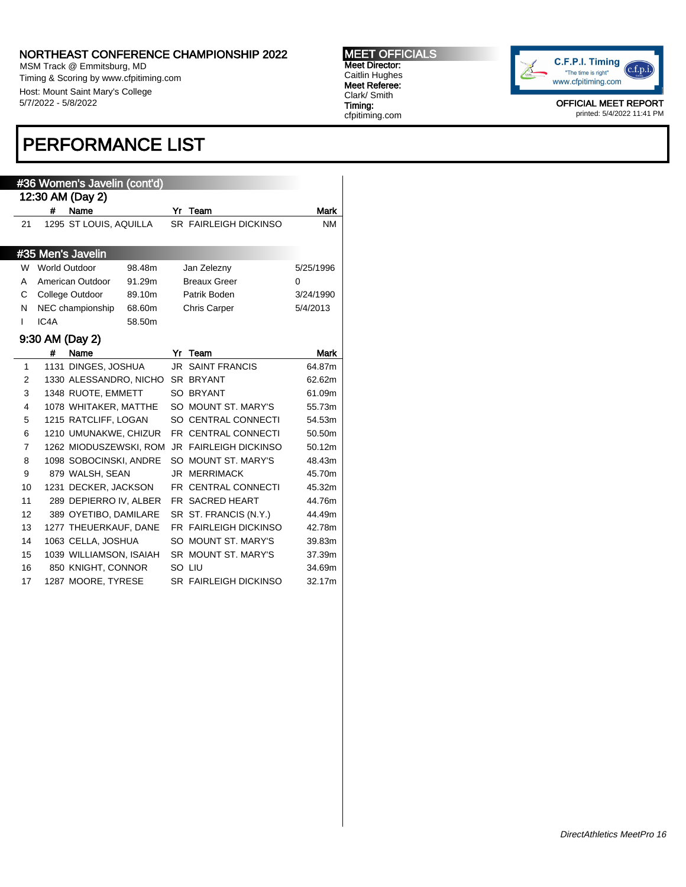# NORTHEAST CONFERENCE CHAMPIONSHIP 2022

MSM Track @ Emmitsburg, MD
Timing & Scoring by www.cfpitiming.com
Host: Mount Saint Mary's College
5/7/2022 - 5/8/2022

**MEET OFFICIALS**
**Meet Director:**
Caitlin Hughes
**Meet Referee:**
Clark/ Smith
**Timing:**
cfpitiming.com

C.F.P.I. Timing
"The time is right"
www.cfpitiming.com

OFFICIAL MEET REPORT
printed: 5/4/2022 11:41 PM

## PERFORMANCE LIST

### #36 Women's Javelin (cont'd)

#### 12:30 AM (Day 2)

| | # | Name | Yr | Team | Mark |
|---|---|---|---|---|---|
| 21 | 1295 | ST LOUIS, AQUILLA | SR | FAIRLEIGH DICKINSO | NM |

### #35 Men's Javelin

| | | | | |
|---|---|---|---|---|
| W | World Outdoor | 98.48m | Jan Zelezny | 5/25/1996 |
| A | American Outdoor | 91.29m | Breaux Greer | 0 |
| C | College Outdoor | 89.10m | Patrik Boden | 3/24/1990 |
| N | NEC championship | 68.60m | Chris Carper | 5/4/2013 |
| I | IC4A | 58.50m | | |

#### 9:30 AM (Day 2)

| | # | Name | Yr | Team | Mark |
|---|---|---|---|---|---|
| 1 | 1131 | DINGES, JOSHUA | JR | SAINT FRANCIS | 64.87m |
| 2 | 1330 | ALESSANDRO, NICHO | SR | BRYANT | 62.62m |
| 3 | 1348 | RUOTE, EMMETT | SO | BRYANT | 61.09m |
| 4 | 1078 | WHITAKER, MATTHE | SO | MOUNT ST. MARY'S | 55.73m |
| 5 | 1215 | RATCLIFF, LOGAN | SO | CENTRAL CONNECTI | 54.53m |
| 6 | 1210 | UMUNAKWE, CHIZUR | FR | CENTRAL CONNECTI | 50.50m |
| 7 | 1262 | MIODUSZEWSKI, ROM | JR | FAIRLEIGH DICKINSO | 50.12m |
| 8 | 1098 | SOBOCINSKI, ANDRE | SO | MOUNT ST. MARY'S | 48.43m |
| 9 | 879 | WALSH, SEAN | JR | MERRIMACK | 45.70m |
| 10 | 1231 | DECKER, JACKSON | FR | CENTRAL CONNECTI | 45.32m |
| 11 | 289 | DEPIERRO IV, ALBER | FR | SACRED HEART | 44.76m |
| 12 | 389 | OYETIBO, DAMILARE | SR | ST. FRANCIS (N.Y.) | 44.49m |
| 13 | 1277 | THEUERKAUF, DANE | FR | FAIRLEIGH DICKINSO | 42.78m |
| 14 | 1063 | CELLA, JOSHUA | SO | MOUNT ST. MARY'S | 39.83m |
| 15 | 1039 | WILLIAMSON, ISAIAH | SR | MOUNT ST. MARY'S | 37.39m |
| 16 | 850 | KNIGHT, CONNOR | SO | LIU | 34.69m |
| 17 | 1287 | MOORE, TYRESE | SR | FAIRLEIGH DICKINSO | 32.17m |